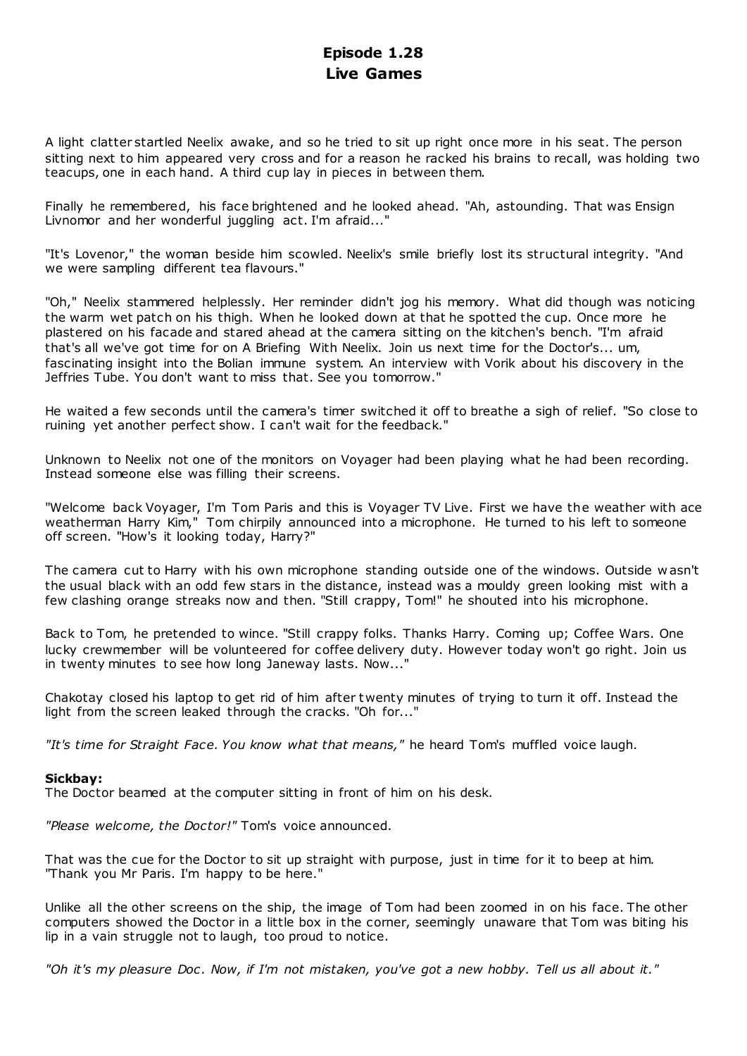# Episode 1.28
# Live Games

A light clatter startled Neelix awake, and so he tried to sit up right once more in his seat. The person sitting next to him appeared very cross and for a reason he racked his brains to recall, was holding two teacups, one in each hand. A third cup lay in pieces in between them.

Finally he remembered, his face brightened and he looked ahead. "Ah, astounding. That was Ensign Livnomor and her wonderful juggling act. I'm afraid..."

"It's Lovenor," the woman beside him scowled. Neelix's smile briefly lost its structural integrity. "And we were sampling different tea flavours."

"Oh," Neelix stammered helplessly. Her reminder didn't jog his memory. What did though was noticing the warm wet patch on his thigh. When he looked down at that he spotted the cup. Once more he plastered on his facade and stared ahead at the camera sitting on the kitchen's bench. "I'm afraid that's all we've got time for on A Briefing With Neelix. Join us next time for the Doctor's... um, fascinating insight into the Bolian immune system. An interview with Vorik about his discovery in the Jeffries Tube. You don't want to miss that. See you tomorrow."

He waited a few seconds until the camera's timer switched it off to breathe a sigh of relief. "So close to ruining yet another perfect show. I can't wait for the feedback."

Unknown to Neelix not one of the monitors on Voyager had been playing what he had been recording. Instead someone else was filling their screens.

"Welcome back Voyager, I'm Tom Paris and this is Voyager TV Live. First we have the weather with ace weatherman Harry Kim," Tom chirpily announced into a microphone. He turned to his left to someone off screen. "How's it looking today, Harry?"

The camera cut to Harry with his own microphone standing outside one of the windows. Outside wasn't the usual black with an odd few stars in the distance, instead was a mouldy green looking mist with a few clashing orange streaks now and then. "Still crappy, Tom!" he shouted into his microphone.

Back to Tom, he pretended to wince. "Still crappy folks. Thanks Harry. Coming up; Coffee Wars. One lucky crewmember will be volunteered for coffee delivery duty. However today won't go right. Join us in twenty minutes to see how long Janeway lasts. Now..."

Chakotay closed his laptop to get rid of him after twenty minutes of trying to turn it off. Instead the light from the screen leaked through the cracks. "Oh for..."

*"It's time for Straight Face. You know what that means,"* he heard Tom's muffled voice laugh.

**Sickbay:**
The Doctor beamed at the computer sitting in front of him on his desk.

*"Please welcome, the Doctor!"* Tom's voice announced.

That was the cue for the Doctor to sit up straight with purpose, just in time for it to beep at him. "Thank you Mr Paris. I'm happy to be here."

Unlike all the other screens on the ship, the image of Tom had been zoomed in on his face. The other computers showed the Doctor in a little box in the corner, seemingly unaware that Tom was biting his lip in a vain struggle not to laugh, too proud to notice.

*"Oh it's my pleasure Doc. Now, if I'm not mistaken, you've got a new hobby. Tell us all about it."*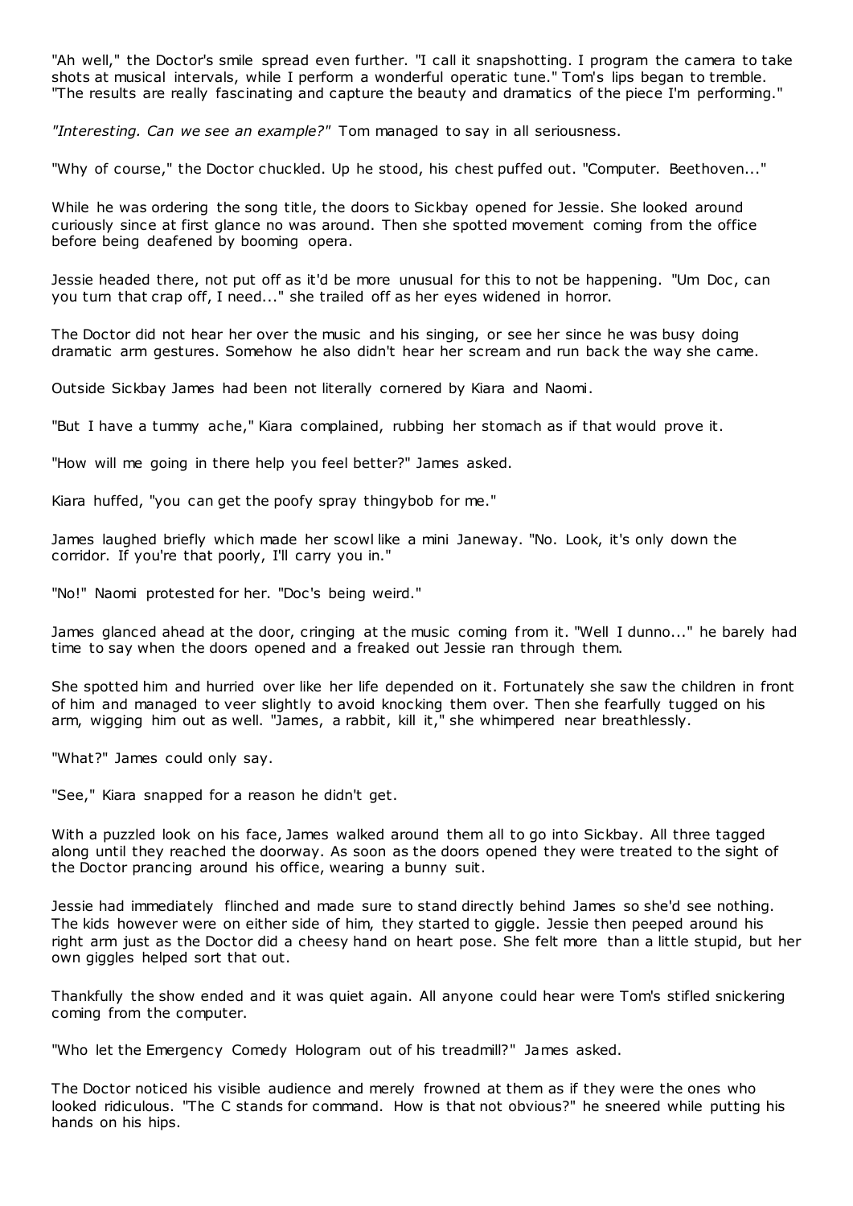"Ah well," the Doctor's smile spread even further. "I call it snapshotting. I program the camera to take shots at musical intervals, while I perform a wonderful operatic tune." Tom's lips began to tremble. "The results are really fascinating and capture the beauty and dramatics of the piece I'm performing."

*"Interesting. Can we see an example?"* Tom managed to say in all seriousness.

"Why of course," the Doctor chuckled. Up he stood, his chest puffed out. "Computer. Beethoven..."

While he was ordering the song title, the doors to Sickbay opened for Jessie. She looked around curiously since at first glance no was around. Then she spotted movement coming from the office before being deafened by booming opera.

Jessie headed there, not put off as it'd be more unusual for this to not be happening. "Um Doc, can you turn that crap off, I need..." she trailed off as her eyes widened in horror.

The Doctor did not hear her over the music and his singing, or see her since he was busy doing dramatic arm gestures. Somehow he also didn't hear her scream and run back the way she came.

Outside Sickbay James had been not literally cornered by Kiara and Naomi.

"But I have a tummy ache," Kiara complained, rubbing her stomach as if that would prove it.

"How will me going in there help you feel better?" James asked.

Kiara huffed, "you can get the poofy spray thingybob for me."

James laughed briefly which made her scowl like a mini Janeway. "No. Look, it's only down the corridor. If you're that poorly, I'll carry you in."

"No!" Naomi protested for her. "Doc's being weird."

James glanced ahead at the door, cringing at the music coming from it. "Well I dunno..." he barely had time to say when the doors opened and a freaked out Jessie ran through them.

She spotted him and hurried over like her life depended on it. Fortunately she saw the children in front of him and managed to veer slightly to avoid knocking them over. Then she fearfully tugged on his arm, wigging him out as well. "James, a rabbit, kill it," she whimpered near breathlessly.

"What?" James could only say.

"See," Kiara snapped for a reason he didn't get.

With a puzzled look on his face, James walked around them all to go into Sickbay. All three tagged along until they reached the doorway. As soon as the doors opened they were treated to the sight of the Doctor prancing around his office, wearing a bunny suit.

Jessie had immediately flinched and made sure to stand directly behind James so she'd see nothing. The kids however were on either side of him, they started to giggle. Jessie then peeped around his right arm just as the Doctor did a cheesy hand on heart pose. She felt more than a little stupid, but her own giggles helped sort that out.

Thankfully the show ended and it was quiet again. All anyone could hear were Tom's stifled snickering coming from the computer.

"Who let the Emergency Comedy Hologram out of his treadmill?" James asked.

The Doctor noticed his visible audience and merely frowned at them as if they were the ones who looked ridiculous. "The C stands for command. How is that not obvious?" he sneered while putting his hands on his hips.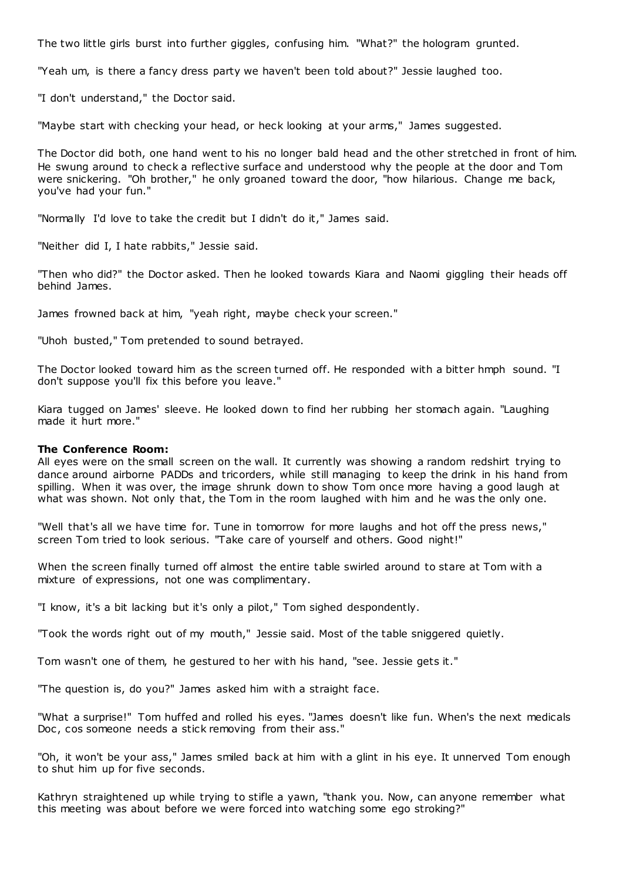The two little girls burst into further giggles, confusing him. "What?" the hologram grunted.

"Yeah um, is there a fancy dress party we haven't been told about?" Jessie laughed too.

"I don't understand," the Doctor said.

"Maybe start with checking your head, or heck looking at your arms," James suggested.

The Doctor did both, one hand went to his no longer bald head and the other stretched in front of him. He swung around to check a reflective surface and understood why the people at the door and Tom were snickering. "Oh brother," he only groaned toward the door, "how hilarious. Change me back, you've had your fun."

"Normally I'd love to take the credit but I didn't do it," James said.

"Neither did I, I hate rabbits," Jessie said.

"Then who did?" the Doctor asked. Then he looked towards Kiara and Naomi giggling their heads off behind James.

James frowned back at him, "yeah right, maybe check your screen."

"Uhoh busted," Tom pretended to sound betrayed.

The Doctor looked toward him as the screen turned off. He responded with a bitter hmph sound. "I don't suppose you'll fix this before you leave."

Kiara tugged on James' sleeve. He looked down to find her rubbing her stomach again. "Laughing made it hurt more."

**The Conference Room:**
All eyes were on the small screen on the wall. It currently was showing a random redshirt trying to dance around airborne PADDs and tricorders, while still managing to keep the drink in his hand from spilling. When it was over, the image shrunk down to show Tom once more having a good laugh at what was shown. Not only that, the Tom in the room laughed with him and he was the only one.

"Well that's all we have time for. Tune in tomorrow for more laughs and hot off the press news," screen Tom tried to look serious. "Take care of yourself and others. Good night!"

When the screen finally turned off almost the entire table swirled around to stare at Tom with a mixture of expressions, not one was complimentary.

"I know, it's a bit lacking but it's only a pilot," Tom sighed despondently.

"Took the words right out of my mouth," Jessie said. Most of the table sniggered quietly.

Tom wasn't one of them, he gestured to her with his hand, "see. Jessie gets it."

"The question is, do you?" James asked him with a straight face.

"What a surprise!" Tom huffed and rolled his eyes. "James doesn't like fun. When's the next medicals Doc, cos someone needs a stick removing from their ass."

"Oh, it won't be your ass," James smiled back at him with a glint in his eye. It unnerved Tom enough to shut him up for five seconds.

Kathryn straightened up while trying to stifle a yawn, "thank you. Now, can anyone remember what this meeting was about before we were forced into watching some ego stroking?"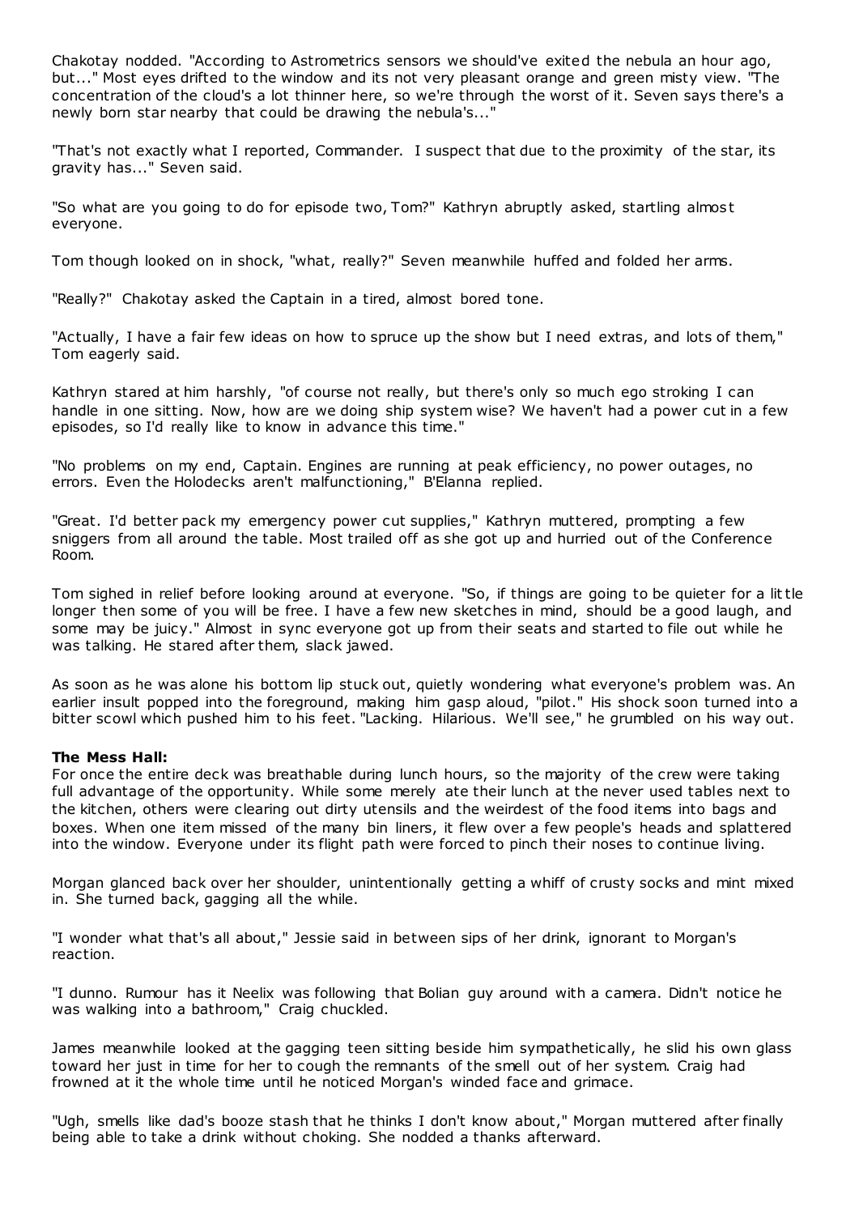Chakotay nodded. "According to Astrometrics sensors we should've exited the nebula an hour ago, but..." Most eyes drifted to the window and its not very pleasant orange and green misty view. "The concentration of the cloud's a lot thinner here, so we're through the worst of it. Seven says there's a newly born star nearby that could be drawing the nebula's..."

"That's not exactly what I reported, Commander. I suspect that due to the proximity of the star, its gravity has..." Seven said.

"So what are you going to do for episode two, Tom?" Kathryn abruptly asked, startling almost everyone.

Tom though looked on in shock, "what, really?" Seven meanwhile huffed and folded her arms.

"Really?" Chakotay asked the Captain in a tired, almost bored tone.

"Actually, I have a fair few ideas on how to spruce up the show but I need extras, and lots of them," Tom eagerly said.

Kathryn stared at him harshly, "of course not really, but there's only so much ego stroking I can handle in one sitting. Now, how are we doing ship system wise? We haven't had a power cut in a few episodes, so I'd really like to know in advance this time."

"No problems on my end, Captain. Engines are running at peak efficiency, no power outages, no errors. Even the Holodecks aren't malfunctioning," B'Elanna replied.

"Great. I'd better pack my emergency power cut supplies," Kathryn muttered, prompting a few sniggers from all around the table. Most trailed off as she got up and hurried out of the Conference Room.

Tom sighed in relief before looking around at everyone. "So, if things are going to be quieter for a little longer then some of you will be free. I have a few new sketches in mind, should be a good laugh, and some may be juicy." Almost in sync everyone got up from their seats and started to file out while he was talking. He stared after them, slack jawed.

As soon as he was alone his bottom lip stuck out, quietly wondering what everyone's problem was. An earlier insult popped into the foreground, making him gasp aloud, "pilot." His shock soon turned into a bitter scowl which pushed him to his feet. "Lacking. Hilarious. We'll see," he grumbled on his way out.

**The Mess Hall:**

For once the entire deck was breathable during lunch hours, so the majority of the crew were taking full advantage of the opportunity. While some merely ate their lunch at the never used tables next to the kitchen, others were clearing out dirty utensils and the weirdest of the food items into bags and boxes. When one item missed of the many bin liners, it flew over a few people's heads and splattered into the window. Everyone under its flight path were forced to pinch their noses to continue living.

Morgan glanced back over her shoulder, unintentionally getting a whiff of crusty socks and mint mixed in. She turned back, gagging all the while.

"I wonder what that's all about," Jessie said in between sips of her drink, ignorant to Morgan's reaction.

"I dunno. Rumour has it Neelix was following that Bolian guy around with a camera. Didn't notice he was walking into a bathroom," Craig chuckled.

James meanwhile looked at the gagging teen sitting beside him sympathetically, he slid his own glass toward her just in time for her to cough the remnants of the smell out of her system. Craig had frowned at it the whole time until he noticed Morgan's winded face and grimace.

"Ugh, smells like dad's booze stash that he thinks I don't know about," Morgan muttered after finally being able to take a drink without choking. She nodded a thanks afterward.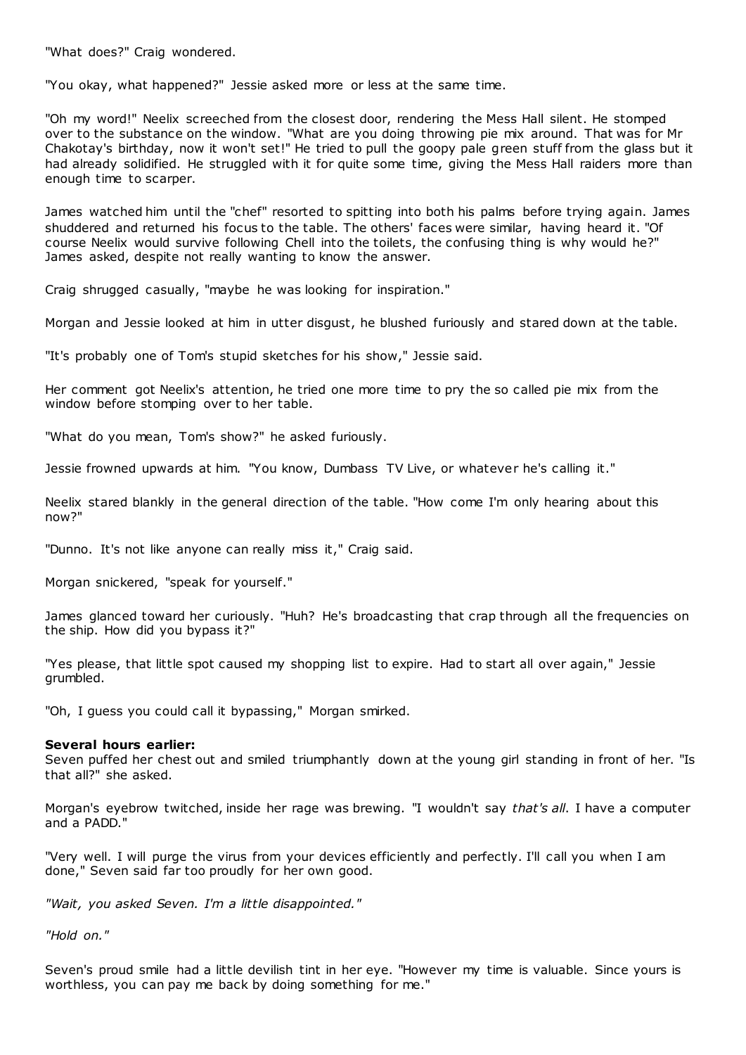"What does?" Craig wondered.

"You okay, what happened?" Jessie asked more or less at the same time.

"Oh my word!" Neelix screeched from the closest door, rendering the Mess Hall silent. He stomped over to the substance on the window. "What are you doing throwing pie mix around. That was for Mr Chakotay's birthday, now it won't set!" He tried to pull the goopy pale green stuff from the glass but it had already solidified. He struggled with it for quite some time, giving the Mess Hall raiders more than enough time to scarper.

James watched him until the "chef" resorted to spitting into both his palms before trying again. James shuddered and returned his focus to the table. The others' faces were similar, having heard it. "Of course Neelix would survive following Chell into the toilets, the confusing thing is why would he?" James asked, despite not really wanting to know the answer.

Craig shrugged casually, "maybe he was looking for inspiration."

Morgan and Jessie looked at him in utter disgust, he blushed furiously and stared down at the table.

"It's probably one of Tom's stupid sketches for his show," Jessie said.

Her comment got Neelix's attention, he tried one more time to pry the so called pie mix from the window before stomping over to her table.

"What do you mean, Tom's show?" he asked furiously.

Jessie frowned upwards at him. "You know, Dumbass TV Live, or whatever he's calling it."

Neelix stared blankly in the general direction of the table. "How come I'm only hearing about this now?"

"Dunno. It's not like anyone can really miss it," Craig said.

Morgan snickered, "speak for yourself."

James glanced toward her curiously. "Huh? He's broadcasting that crap through all the frequencies on the ship. How did you bypass it?"

"Yes please, that little spot caused my shopping list to expire. Had to start all over again," Jessie grumbled.

"Oh, I guess you could call it bypassing," Morgan smirked.

**Several hours earlier:**
Seven puffed her chest out and smiled triumphantly down at the young girl standing in front of her. "Is that all?" she asked.

Morgan's eyebrow twitched, inside her rage was brewing. "I wouldn't say *that's all*. I have a computer and a PADD."

"Very well. I will purge the virus from your devices efficiently and perfectly. I'll call you when I am done," Seven said far too proudly for her own good.

*"Wait, you asked Seven. I'm a little disappointed."*

*"Hold on."*

Seven's proud smile had a little devilish tint in her eye. "However my time is valuable. Since yours is worthless, you can pay me back by doing something for me."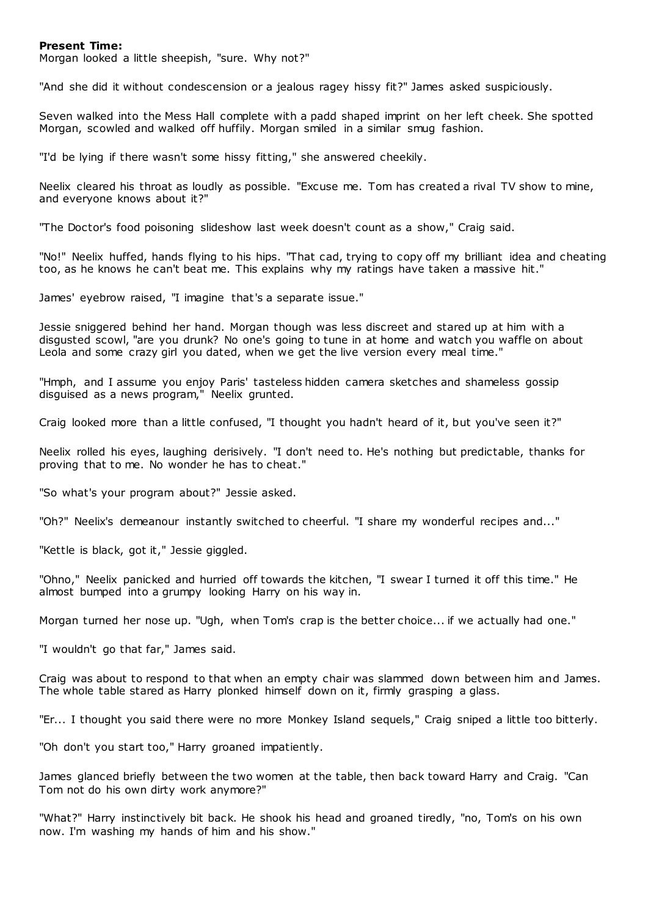**Present Time:**

Morgan looked a little sheepish, "sure. Why not?"

"And she did it without condescension or a jealous ragey hissy fit?" James asked suspiciously.

Seven walked into the Mess Hall complete with a padd shaped imprint on her left cheek. She spotted Morgan, scowled and walked off huffily. Morgan smiled in a similar smug fashion.

"I'd be lying if there wasn't some hissy fitting," she answered cheekily.

Neelix cleared his throat as loudly as possible. "Excuse me. Tom has created a rival TV show to mine, and everyone knows about it?"

"The Doctor's food poisoning slideshow last week doesn't count as a show," Craig said.

"No!" Neelix huffed, hands flying to his hips. "That cad, trying to copy off my brilliant idea and cheating too, as he knows he can't beat me. This explains why my ratings have taken a massive hit."

James' eyebrow raised, "I imagine that's a separate issue."

Jessie sniggered behind her hand. Morgan though was less discreet and stared up at him with a disgusted scowl, "are you drunk? No one's going to tune in at home and watch you waffle on about Leola and some crazy girl you dated, when we get the live version every meal time."

"Hmph, and I assume you enjoy Paris' tasteless hidden camera sketches and shameless gossip disguised as a news program," Neelix grunted.

Craig looked more than a little confused, "I thought you hadn't heard of it, but you've seen it?"

Neelix rolled his eyes, laughing derisively. "I don't need to. He's nothing but predictable, thanks for proving that to me. No wonder he has to cheat."

"So what's your program about?" Jessie asked.

"Oh?" Neelix's demeanour instantly switched to cheerful. "I share my wonderful recipes and..."

"Kettle is black, got it," Jessie giggled.

"Ohno," Neelix panicked and hurried off towards the kitchen, "I swear I turned it off this time." He almost bumped into a grumpy looking Harry on his way in.

Morgan turned her nose up. "Ugh, when Tom's crap is the better choice... if we actually had one."

"I wouldn't go that far," James said.

Craig was about to respond to that when an empty chair was slammed down between him and James. The whole table stared as Harry plonked himself down on it, firmly grasping a glass.

"Er... I thought you said there were no more Monkey Island sequels," Craig sniped a little too bitterly.

"Oh don't you start too," Harry groaned impatiently.

James glanced briefly between the two women at the table, then back toward Harry and Craig. "Can Tom not do his own dirty work anymore?"

"What?" Harry instinctively bit back. He shook his head and groaned tiredly, "no, Tom's on his own now. I'm washing my hands of him and his show."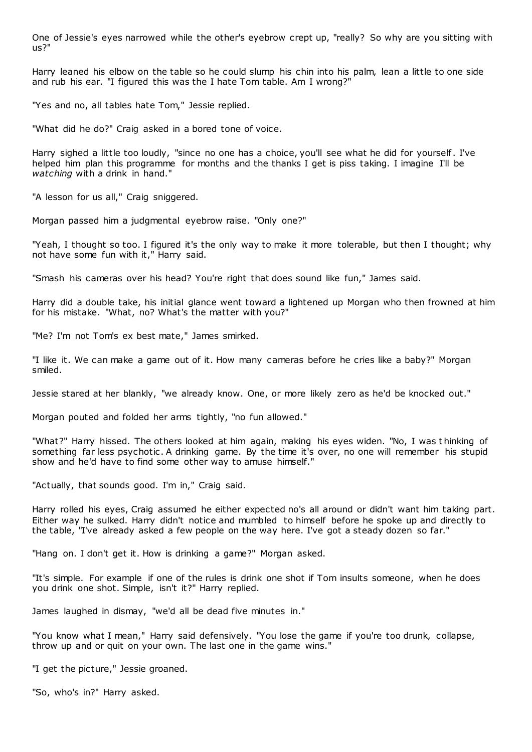One of Jessie's eyes narrowed while the other's eyebrow crept up, "really? So why are you sitting with us?"

Harry leaned his elbow on the table so he could slump his chin into his palm, lean a little to one side and rub his ear. "I figured this was the I hate Tom table. Am I wrong?"

"Yes and no, all tables hate Tom," Jessie replied.

"What did he do?" Craig asked in a bored tone of voice.

Harry sighed a little too loudly, "since no one has a choice, you'll see what he did for yourself. I've helped him plan this programme for months and the thanks I get is piss taking. I imagine I'll be *watching* with a drink in hand."

"A lesson for us all," Craig sniggered.

Morgan passed him a judgmental eyebrow raise. "Only one?"

"Yeah, I thought so too. I figured it's the only way to make it more tolerable, but then I thought; why not have some fun with it," Harry said.

"Smash his cameras over his head? You're right that does sound like fun," James said.

Harry did a double take, his initial glance went toward a lightened up Morgan who then frowned at him for his mistake. "What, no? What's the matter with you?"

"Me? I'm not Tom's ex best mate," James smirked.

"I like it. We can make a game out of it. How many cameras before he cries like a baby?" Morgan smiled.

Jessie stared at her blankly, "we already know. One, or more likely zero as he'd be knocked out."

Morgan pouted and folded her arms tightly, "no fun allowed."

"What?" Harry hissed. The others looked at him again, making his eyes widen. "No, I was thinking of something far less psychotic. A drinking game. By the time it's over, no one will remember his stupid show and he'd have to find some other way to amuse himself."

"Actually, that sounds good. I'm in," Craig said.

Harry rolled his eyes, Craig assumed he either expected no's all around or didn't want him taking part. Either way he sulked. Harry didn't notice and mumbled to himself before he spoke up and directly to the table, "I've already asked a few people on the way here. I've got a steady dozen so far."

"Hang on. I don't get it. How is drinking a game?" Morgan asked.

"It's simple. For example if one of the rules is drink one shot if Tom insults someone, when he does you drink one shot. Simple, isn't it?" Harry replied.

James laughed in dismay, "we'd all be dead five minutes in."

"You know what I mean," Harry said defensively. "You lose the game if you're too drunk, collapse, throw up and or quit on your own. The last one in the game wins."

"I get the picture," Jessie groaned.

"So, who's in?" Harry asked.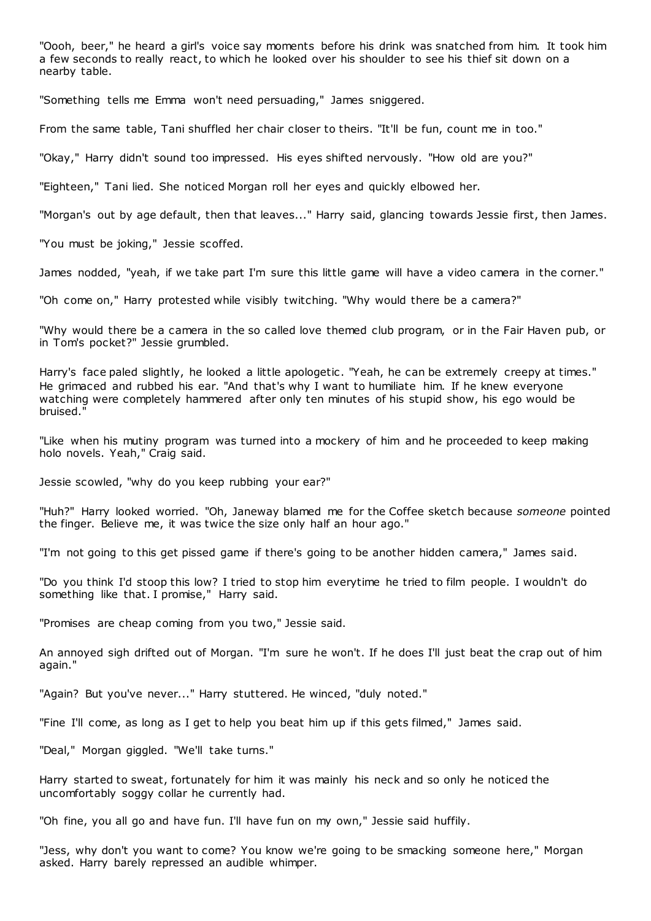"Oooh, beer," he heard a girl's voice say moments before his drink was snatched from him. It took him a few seconds to really react, to which he looked over his shoulder to see his thief sit down on a nearby table.

"Something tells me Emma won't need persuading," James sniggered.

From the same table, Tani shuffled her chair closer to theirs. "It'll be fun, count me in too."

"Okay," Harry didn't sound too impressed. His eyes shifted nervously. "How old are you?"

"Eighteen," Tani lied. She noticed Morgan roll her eyes and quickly elbowed her.

"Morgan's out by age default, then that leaves..." Harry said, glancing towards Jessie first, then James.

"You must be joking," Jessie scoffed.

James nodded, "yeah, if we take part I'm sure this little game will have a video camera in the corner."

"Oh come on," Harry protested while visibly twitching. "Why would there be a camera?"

"Why would there be a camera in the so called love themed club program, or in the Fair Haven pub, or in Tom's pocket?" Jessie grumbled.

Harry's face paled slightly, he looked a little apologetic. "Yeah, he can be extremely creepy at times." He grimaced and rubbed his ear. "And that's why I want to humiliate him. If he knew everyone watching were completely hammered after only ten minutes of his stupid show, his ego would be bruised."

"Like when his mutiny program was turned into a mockery of him and he proceeded to keep making holo novels. Yeah," Craig said.

Jessie scowled, "why do you keep rubbing your ear?"

"Huh?" Harry looked worried. "Oh, Janeway blamed me for the Coffee sketch because *someone* pointed the finger. Believe me, it was twice the size only half an hour ago."

"I'm not going to this get pissed game if there's going to be another hidden camera," James said.

"Do you think I'd stoop this low? I tried to stop him everytime he tried to film people. I wouldn't do something like that. I promise," Harry said.

"Promises are cheap coming from you two," Jessie said.

An annoyed sigh drifted out of Morgan. "I'm sure he won't. If he does I'll just beat the crap out of him again."

"Again? But you've never..." Harry stuttered. He winced, "duly noted."

"Fine I'll come, as long as I get to help you beat him up if this gets filmed," James said.

"Deal," Morgan giggled. "We'll take turns."

Harry started to sweat, fortunately for him it was mainly his neck and so only he noticed the uncomfortably soggy collar he currently had.

"Oh fine, you all go and have fun. I'll have fun on my own," Jessie said huffily.

"Jess, why don't you want to come? You know we're going to be smacking someone here," Morgan asked. Harry barely repressed an audible whimper.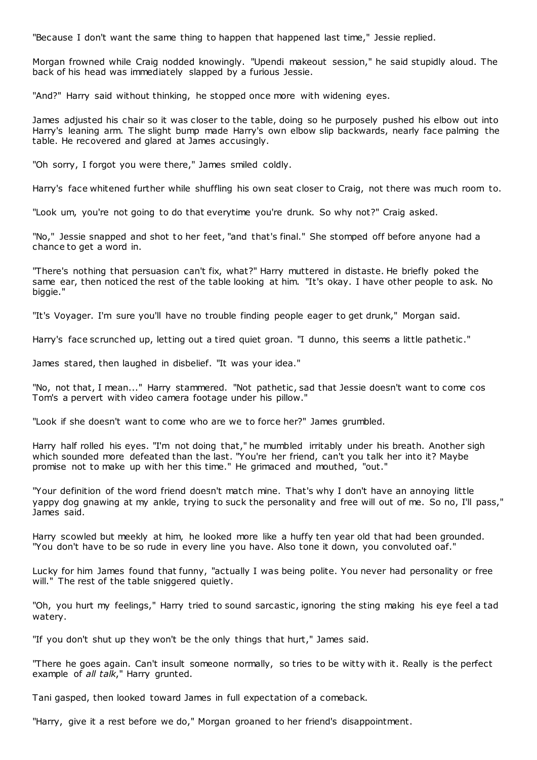"Because I don't want the same thing to happen that happened last time," Jessie replied.

Morgan frowned while Craig nodded knowingly. "Upendi makeout session," he said stupidly aloud. The back of his head was immediately slapped by a furious Jessie.

"And?" Harry said without thinking, he stopped once more with widening eyes.

James adjusted his chair so it was closer to the table, doing so he purposely pushed his elbow out into Harry's leaning arm. The slight bump made Harry's own elbow slip backwards, nearly face palming the table. He recovered and glared at James accusingly.

"Oh sorry, I forgot you were there," James smiled coldly.

Harry's face whitened further while shuffling his own seat closer to Craig, not there was much room to.

"Look um, you're not going to do that everytime you're drunk. So why not?" Craig asked.

"No," Jessie snapped and shot to her feet, "and that's final." She stomped off before anyone had a chance to get a word in.

"There's nothing that persuasion can't fix, what?" Harry muttered in distaste. He briefly poked the same ear, then noticed the rest of the table looking at him. "It's okay. I have other people to ask. No biggie."

"It's Voyager. I'm sure you'll have no trouble finding people eager to get drunk," Morgan said.

Harry's face scrunched up, letting out a tired quiet groan. "I dunno, this seems a little pathetic."

James stared, then laughed in disbelief. "It was your idea."

"No, not that, I mean..." Harry stammered. "Not pathetic, sad that Jessie doesn't want to come cos Tom's a pervert with video camera footage under his pillow."

"Look if she doesn't want to come who are we to force her?" James grumbled.

Harry half rolled his eyes. "I'm not doing that," he mumbled irritably under his breath. Another sigh which sounded more defeated than the last. "You're her friend, can't you talk her into it? Maybe promise not to make up with her this time." He grimaced and mouthed, "out."

"Your definition of the word friend doesn't match mine. That's why I don't have an annoying little yappy dog gnawing at my ankle, trying to suck the personality and free will out of me. So no, I'll pass," James said.

Harry scowled but meekly at him, he looked more like a huffy ten year old that had been grounded. "You don't have to be so rude in every line you have. Also tone it down, you convoluted oaf."

Lucky for him James found that funny, "actually I was being polite. You never had personality or free will." The rest of the table sniggered quietly.

"Oh, you hurt my feelings," Harry tried to sound sarcastic, ignoring the sting making his eye feel a tad watery.

"If you don't shut up they won't be the only things that hurt," James said.

"There he goes again. Can't insult someone normally, so tries to be witty with it. Really is the perfect example of *all talk*," Harry grunted.

Tani gasped, then looked toward James in full expectation of a comeback.

"Harry, give it a rest before we do," Morgan groaned to her friend's disappointment.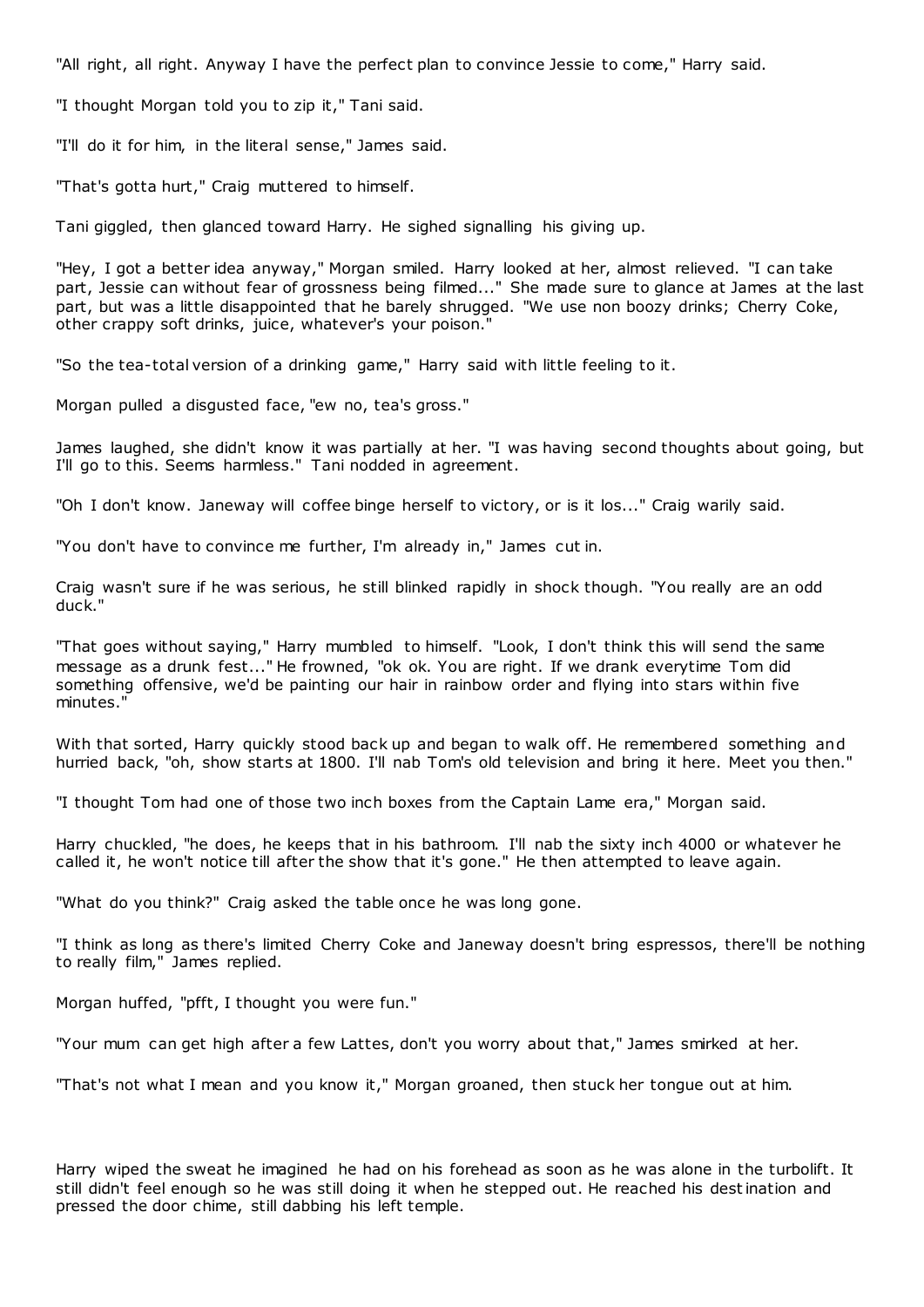"All right, all right. Anyway I have the perfect plan to convince Jessie to come," Harry said.

"I thought Morgan told you to zip it," Tani said.

"I'll do it for him, in the literal sense," James said.

"That's gotta hurt," Craig muttered to himself.

Tani giggled, then glanced toward Harry. He sighed signalling his giving up.

"Hey, I got a better idea anyway," Morgan smiled. Harry looked at her, almost relieved. "I can take part, Jessie can without fear of grossness being filmed..." She made sure to glance at James at the last part, but was a little disappointed that he barely shrugged. "We use non boozy drinks; Cherry Coke, other crappy soft drinks, juice, whatever's your poison."

"So the tea-total version of a drinking game," Harry said with little feeling to it.

Morgan pulled a disgusted face, "ew no, tea's gross."

James laughed, she didn't know it was partially at her. "I was having second thoughts about going, but I'll go to this. Seems harmless." Tani nodded in agreement.

"Oh I don't know. Janeway will coffee binge herself to victory, or is it los..." Craig warily said.

"You don't have to convince me further, I'm already in," James cut in.

Craig wasn't sure if he was serious, he still blinked rapidly in shock though. "You really are an odd duck."

"That goes without saying," Harry mumbled to himself. "Look, I don't think this will send the same message as a drunk fest..." He frowned, "ok ok. You are right. If we drank everytime Tom did something offensive, we'd be painting our hair in rainbow order and flying into stars within five minutes."

With that sorted, Harry quickly stood back up and began to walk off. He remembered something and hurried back, "oh, show starts at 1800. I'll nab Tom's old television and bring it here. Meet you then."

"I thought Tom had one of those two inch boxes from the Captain Lame era," Morgan said.

Harry chuckled, "he does, he keeps that in his bathroom. I'll nab the sixty inch 4000 or whatever he called it, he won't notice till after the show that it's gone." He then attempted to leave again.

"What do you think?" Craig asked the table once he was long gone.

"I think as long as there's limited Cherry Coke and Janeway doesn't bring espressos, there'll be nothing to really film," James replied.

Morgan huffed, "pfft, I thought you were fun."

"Your mum can get high after a few Lattes, don't you worry about that," James smirked at her.

"That's not what I mean and you know it," Morgan groaned, then stuck her tongue out at him.

Harry wiped the sweat he imagined he had on his forehead as soon as he was alone in the turbolift. It still didn't feel enough so he was still doing it when he stepped out. He reached his destination and pressed the door chime, still dabbing his left temple.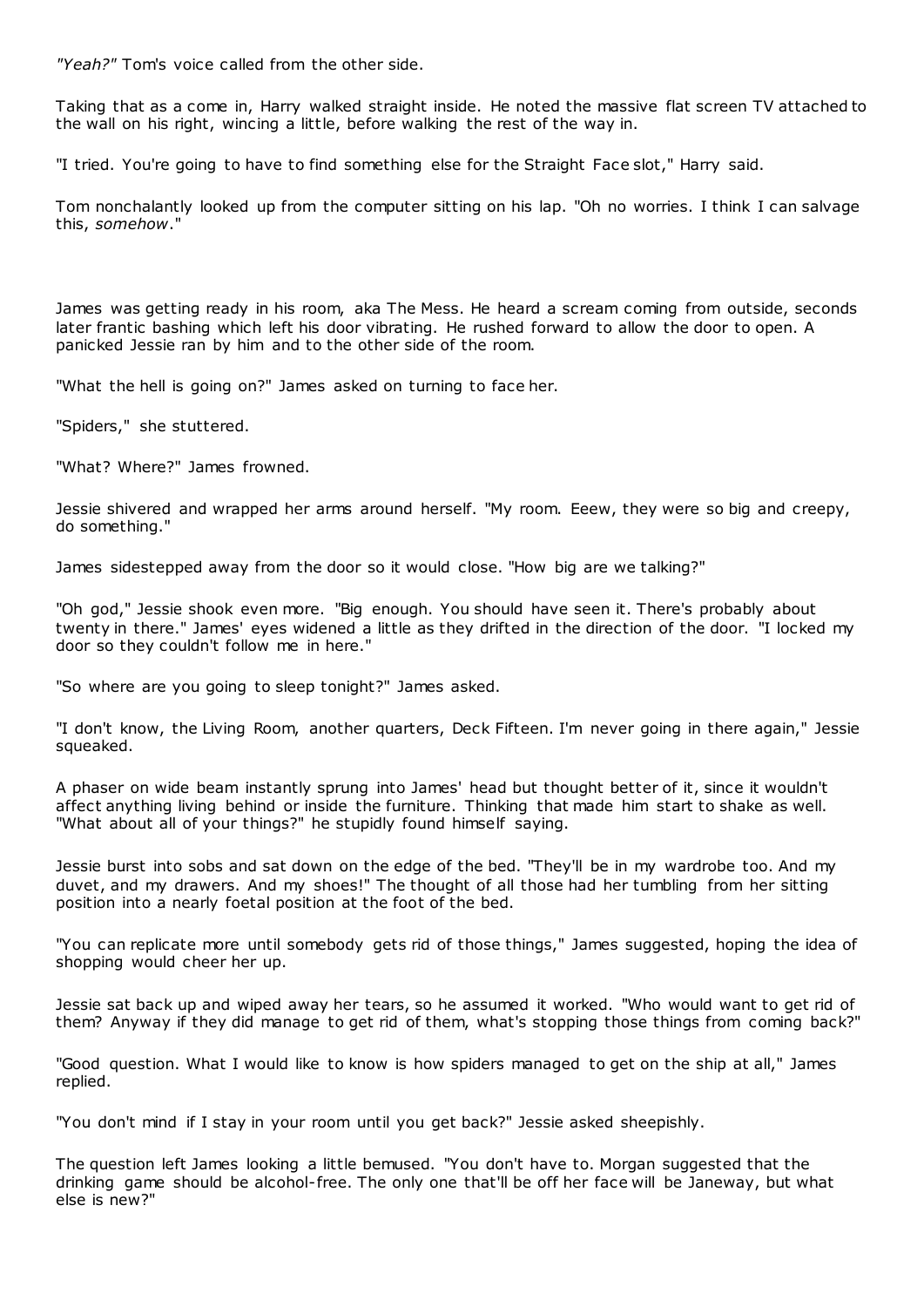*"Yeah?"* Tom's voice called from the other side.

Taking that as a come in, Harry walked straight inside. He noted the massive flat screen TV attached to the wall on his right, wincing a little, before walking the rest of the way in.

"I tried. You're going to have to find something else for the Straight Face slot," Harry said.

Tom nonchalantly looked up from the computer sitting on his lap. "Oh no worries. I think I can salvage this, *somehow*."

James was getting ready in his room, aka The Mess. He heard a scream coming from outside, seconds later frantic bashing which left his door vibrating. He rushed forward to allow the door to open. A panicked Jessie ran by him and to the other side of the room.

"What the hell is going on?" James asked on turning to face her.

"Spiders," she stuttered.

"What? Where?" James frowned.

Jessie shivered and wrapped her arms around herself. "My room. Eeew, they were so big and creepy, do something."

James sidestepped away from the door so it would close. "How big are we talking?"

"Oh god," Jessie shook even more. "Big enough. You should have seen it. There's probably about twenty in there." James' eyes widened a little as they drifted in the direction of the door. "I locked my door so they couldn't follow me in here."

"So where are you going to sleep tonight?" James asked.

"I don't know, the Living Room, another quarters, Deck Fifteen. I'm never going in there again," Jessie squeaked.

A phaser on wide beam instantly sprung into James' head but thought better of it, since it wouldn't affect anything living behind or inside the furniture. Thinking that made him start to shake as well. "What about all of your things?" he stupidly found himself saying.

Jessie burst into sobs and sat down on the edge of the bed. "They'll be in my wardrobe too. And my duvet, and my drawers. And my shoes!" The thought of all those had her tumbling from her sitting position into a nearly foetal position at the foot of the bed.

"You can replicate more until somebody gets rid of those things," James suggested, hoping the idea of shopping would cheer her up.

Jessie sat back up and wiped away her tears, so he assumed it worked. "Who would want to get rid of them? Anyway if they did manage to get rid of them, what's stopping those things from coming back?"

"Good question. What I would like to know is how spiders managed to get on the ship at all," James replied.

"You don't mind if I stay in your room until you get back?" Jessie asked sheepishly.

The question left James looking a little bemused. "You don't have to. Morgan suggested that the drinking game should be alcohol-free. The only one that'll be off her face will be Janeway, but what else is new?"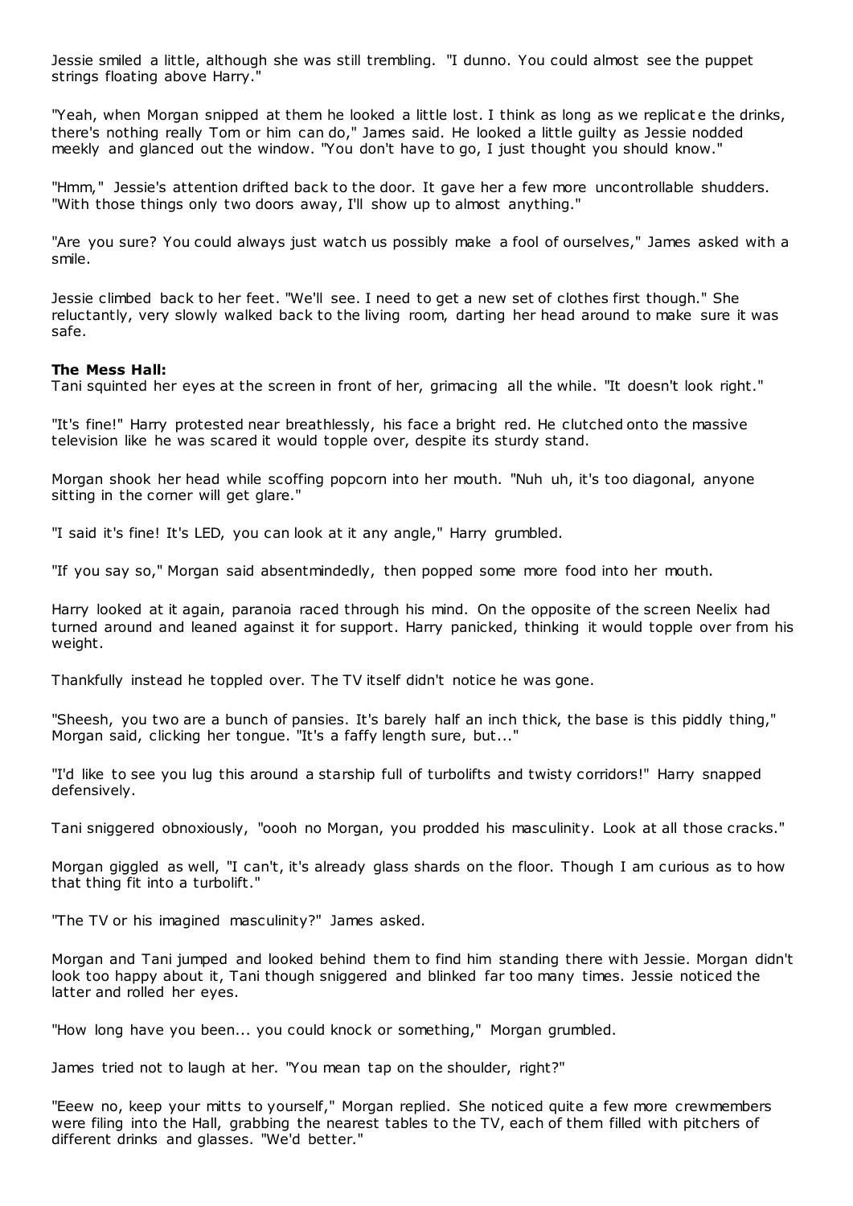Jessie smiled a little, although she was still trembling. "I dunno. You could almost see the puppet strings floating above Harry."

"Yeah, when Morgan snipped at them he looked a little lost. I think as long as we replicate the drinks, there's nothing really Tom or him can do," James said. He looked a little guilty as Jessie nodded meekly and glanced out the window. "You don't have to go, I just thought you should know."

"Hmm," Jessie's attention drifted back to the door. It gave her a few more uncontrollable shudders. "With those things only two doors away, I'll show up to almost anything."

"Are you sure? You could always just watch us possibly make a fool of ourselves," James asked with a smile.

Jessie climbed back to her feet. "We'll see. I need to get a new set of clothes first though." She reluctantly, very slowly walked back to the living room, darting her head around to make sure it was safe.

**The Mess Hall:**

Tani squinted her eyes at the screen in front of her, grimacing all the while. "It doesn't look right."

"It's fine!" Harry protested near breathlessly, his face a bright red. He clutched onto the massive television like he was scared it would topple over, despite its sturdy stand.

Morgan shook her head while scoffing popcorn into her mouth. "Nuh uh, it's too diagonal, anyone sitting in the corner will get glare."

"I said it's fine! It's LED, you can look at it any angle," Harry grumbled.

"If you say so," Morgan said absentmindedly, then popped some more food into her mouth.

Harry looked at it again, paranoia raced through his mind. On the opposite of the screen Neelix had turned around and leaned against it for support. Harry panicked, thinking it would topple over from his weight.

Thankfully instead he toppled over. The TV itself didn't notice he was gone.

"Sheesh, you two are a bunch of pansies. It's barely half an inch thick, the base is this piddly thing," Morgan said, clicking her tongue. "It's a faffy length sure, but..."

"I'd like to see you lug this around a starship full of turbolifts and twisty corridors!" Harry snapped defensively.

Tani sniggered obnoxiously, "oooh no Morgan, you prodded his masculinity. Look at all those cracks."

Morgan giggled as well, "I can't, it's already glass shards on the floor. Though I am curious as to how that thing fit into a turbolift."

"The TV or his imagined masculinity?" James asked.

Morgan and Tani jumped and looked behind them to find him standing there with Jessie. Morgan didn't look too happy about it, Tani though sniggered and blinked far too many times. Jessie noticed the latter and rolled her eyes.

"How long have you been... you could knock or something," Morgan grumbled.

James tried not to laugh at her. "You mean tap on the shoulder, right?"

"Eeew no, keep your mitts to yourself," Morgan replied. She noticed quite a few more crewmembers were filing into the Hall, grabbing the nearest tables to the TV, each of them filled with pitchers of different drinks and glasses. "We'd better."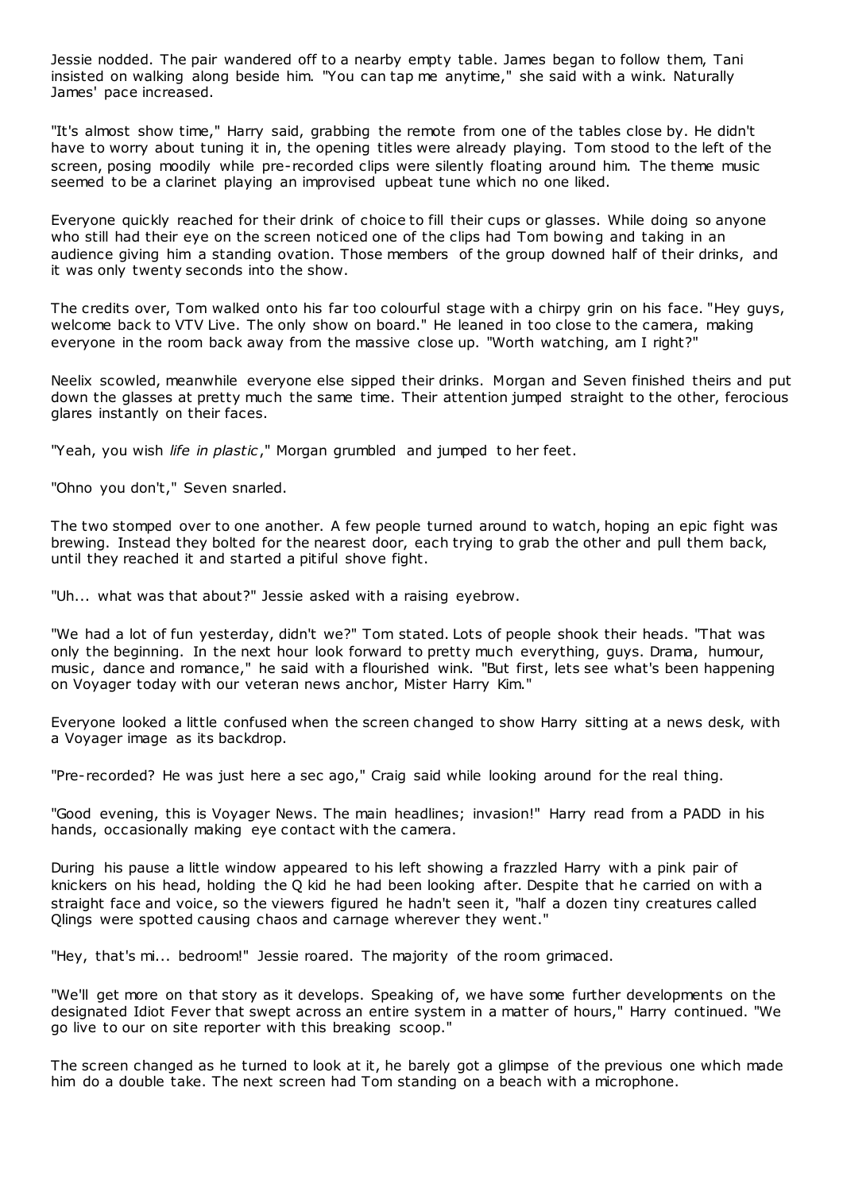Jessie nodded. The pair wandered off to a nearby empty table. James began to follow them, Tani insisted on walking along beside him. "You can tap me anytime," she said with a wink. Naturally James' pace increased.

"It's almost show time," Harry said, grabbing the remote from one of the tables close by. He didn't have to worry about tuning it in, the opening titles were already playing. Tom stood to the left of the screen, posing moodily while pre-recorded clips were silently floating around him. The theme music seemed to be a clarinet playing an improvised upbeat tune which no one liked.

Everyone quickly reached for their drink of choice to fill their cups or glasses. While doing so anyone who still had their eye on the screen noticed one of the clips had Tom bowing and taking in an audience giving him a standing ovation. Those members of the group downed half of their drinks, and it was only twenty seconds into the show.

The credits over, Tom walked onto his far too colourful stage with a chirpy grin on his face. "Hey guys, welcome back to VTV Live. The only show on board." He leaned in too close to the camera, making everyone in the room back away from the massive close up. "Worth watching, am I right?"

Neelix scowled, meanwhile everyone else sipped their drinks. Morgan and Seven finished theirs and put down the glasses at pretty much the same time. Their attention jumped straight to the other, ferocious glares instantly on their faces.

"Yeah, you wish *life in plastic*," Morgan grumbled and jumped to her feet.

"Ohno you don't," Seven snarled.

The two stomped over to one another. A few people turned around to watch, hoping an epic fight was brewing. Instead they bolted for the nearest door, each trying to grab the other and pull them back, until they reached it and started a pitiful shove fight.

"Uh... what was that about?" Jessie asked with a raising eyebrow.

"We had a lot of fun yesterday, didn't we?" Tom stated. Lots of people shook their heads. "That was only the beginning. In the next hour look forward to pretty much everything, guys. Drama, humour, music, dance and romance," he said with a flourished wink. "But first, lets see what's been happening on Voyager today with our veteran news anchor, Mister Harry Kim."

Everyone looked a little confused when the screen changed to show Harry sitting at a news desk, with a Voyager image as its backdrop.

"Pre-recorded? He was just here a sec ago," Craig said while looking around for the real thing.

"Good evening, this is Voyager News. The main headlines; invasion!" Harry read from a PADD in his hands, occasionally making eye contact with the camera.

During his pause a little window appeared to his left showing a frazzled Harry with a pink pair of knickers on his head, holding the Q kid he had been looking after. Despite that he carried on with a straight face and voice, so the viewers figured he hadn't seen it, "half a dozen tiny creatures called Qlings were spotted causing chaos and carnage wherever they went."

"Hey, that's mi... bedroom!" Jessie roared. The majority of the room grimaced.

"We'll get more on that story as it develops. Speaking of, we have some further developments on the designated Idiot Fever that swept across an entire system in a matter of hours," Harry continued. "We go live to our on site reporter with this breaking scoop."

The screen changed as he turned to look at it, he barely got a glimpse of the previous one which made him do a double take. The next screen had Tom standing on a beach with a microphone.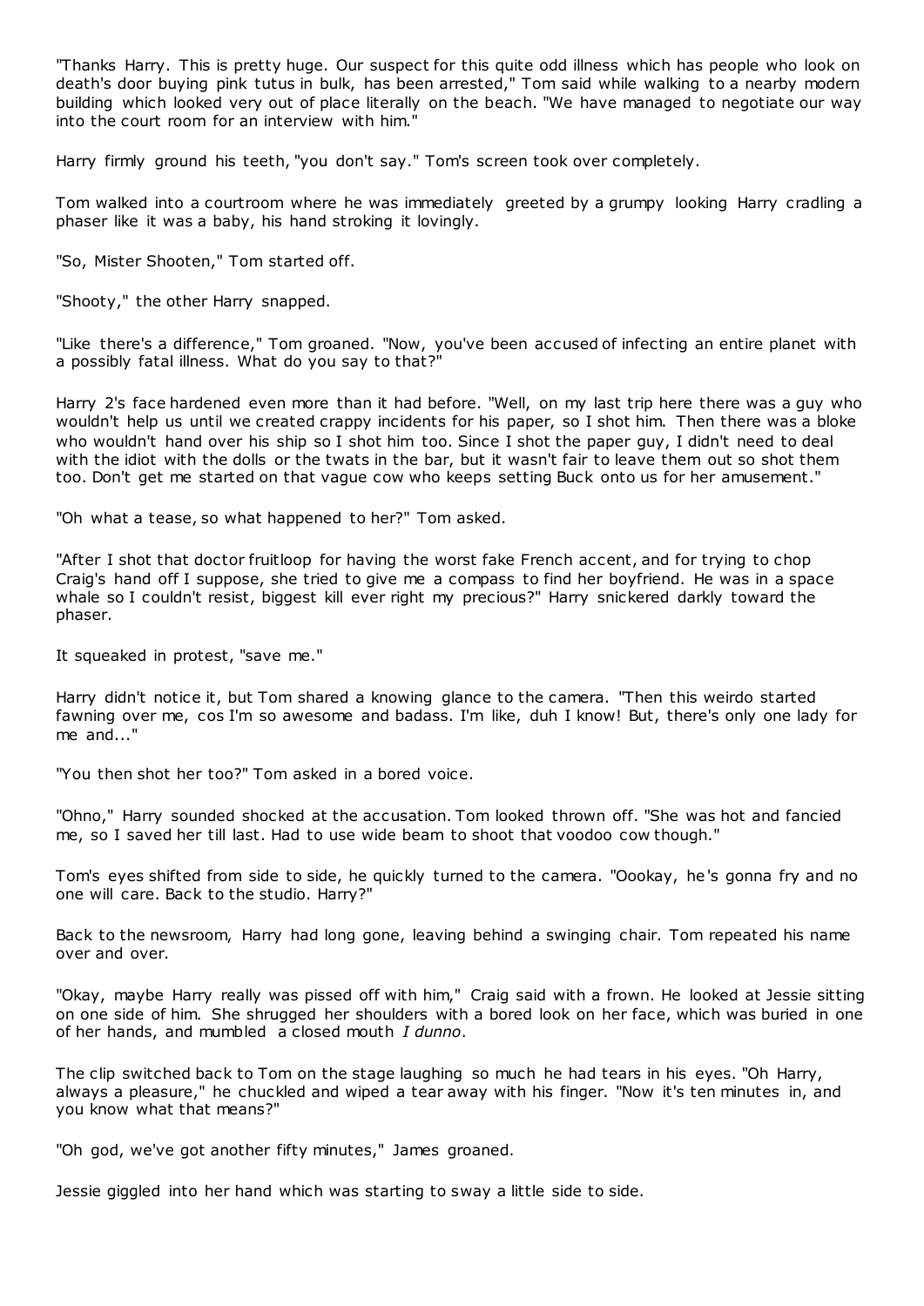"Thanks Harry. This is pretty huge. Our suspect for this quite odd illness which has people who look on death's door buying pink tutus in bulk, has been arrested," Tom said while walking to a nearby modern building which looked very out of place literally on the beach. "We have managed to negotiate our way into the court room for an interview with him."

Harry firmly ground his teeth, "you don't say." Tom's screen took over completely.

Tom walked into a courtroom where he was immediately greeted by a grumpy looking Harry cradling a phaser like it was a baby, his hand stroking it lovingly.

"So, Mister Shooten," Tom started off.

"Shooty," the other Harry snapped.

"Like there's a difference," Tom groaned. "Now, you've been accused of infecting an entire planet with a possibly fatal illness. What do you say to that?"

Harry 2's face hardened even more than it had before. "Well, on my last trip here there was a guy who wouldn't help us until we created crappy incidents for his paper, so I shot him. Then there was a bloke who wouldn't hand over his ship so I shot him too. Since I shot the paper guy, I didn't need to deal with the idiot with the dolls or the twats in the bar, but it wasn't fair to leave them out so shot them too. Don't get me started on that vague cow who keeps setting Buck onto us for her amusement."

"Oh what a tease, so what happened to her?" Tom asked.

"After I shot that doctor fruitloop for having the worst fake French accent, and for trying to chop Craig's hand off I suppose, she tried to give me a compass to find her boyfriend. He was in a space whale so I couldn't resist, biggest kill ever right my precious?" Harry snickered darkly toward the phaser.

It squeaked in protest, "save me."

Harry didn't notice it, but Tom shared a knowing glance to the camera. "Then this weirdo started fawning over me, cos I'm so awesome and badass. I'm like, duh I know! But, there's only one lady for me and..."

"You then shot her too?" Tom asked in a bored voice.

"Ohno," Harry sounded shocked at the accusation. Tom looked thrown off. "She was hot and fancied me, so I saved her till last. Had to use wide beam to shoot that voodoo cow though."

Tom's eyes shifted from side to side, he quickly turned to the camera. "Oookay, he's gonna fry and no one will care. Back to the studio. Harry?"

Back to the newsroom, Harry had long gone, leaving behind a swinging chair. Tom repeated his name over and over.

"Okay, maybe Harry really was pissed off with him," Craig said with a frown. He looked at Jessie sitting on one side of him. She shrugged her shoulders with a bored look on her face, which was buried in one of her hands, and mumbled a closed mouth *I dunno*.

The clip switched back to Tom on the stage laughing so much he had tears in his eyes. "Oh Harry, always a pleasure," he chuckled and wiped a tear away with his finger. "Now it's ten minutes in, and you know what that means?"

"Oh god, we've got another fifty minutes," James groaned.

Jessie giggled into her hand which was starting to sway a little side to side.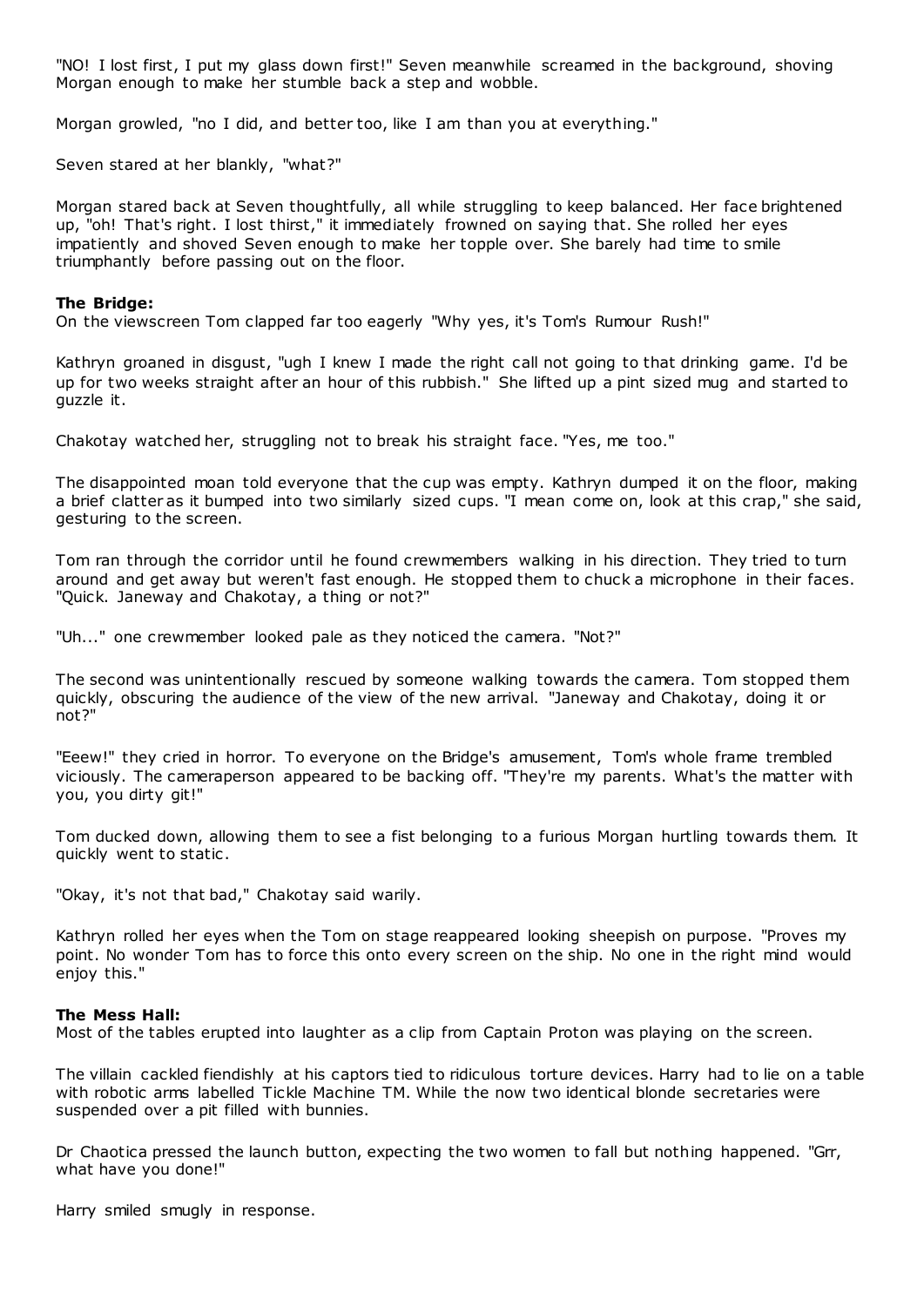"NO! I lost first, I put my glass down first!" Seven meanwhile screamed in the background, shoving Morgan enough to make her stumble back a step and wobble.

Morgan growled, "no I did, and better too, like I am than you at everything."

Seven stared at her blankly, "what?"

Morgan stared back at Seven thoughtfully, all while struggling to keep balanced. Her face brightened up, "oh! That's right. I lost thirst," it immediately frowned on saying that. She rolled her eyes impatiently and shoved Seven enough to make her topple over. She barely had time to smile triumphantly before passing out on the floor.

**The Bridge:**

On the viewscreen Tom clapped far too eagerly "Why yes, it's Tom's Rumour Rush!"

Kathryn groaned in disgust, "ugh I knew I made the right call not going to that drinking game. I'd be up for two weeks straight after an hour of this rubbish." She lifted up a pint sized mug and started to guzzle it.

Chakotay watched her, struggling not to break his straight face. "Yes, me too."

The disappointed moan told everyone that the cup was empty. Kathryn dumped it on the floor, making a brief clatter as it bumped into two similarly sized cups. "I mean come on, look at this crap," she said, gesturing to the screen.

Tom ran through the corridor until he found crewmembers walking in his direction. They tried to turn around and get away but weren't fast enough. He stopped them to chuck a microphone in their faces. "Quick. Janeway and Chakotay, a thing or not?"

"Uh..." one crewmember looked pale as they noticed the camera. "Not?"

The second was unintentionally rescued by someone walking towards the camera. Tom stopped them quickly, obscuring the audience of the view of the new arrival. "Janeway and Chakotay, doing it or not?"

"Eeew!" they cried in horror. To everyone on the Bridge's amusement, Tom's whole frame trembled viciously. The cameraperson appeared to be backing off. "They're my parents. What's the matter with you, you dirty git!"

Tom ducked down, allowing them to see a fist belonging to a furious Morgan hurtling towards them. It quickly went to static.

"Okay, it's not that bad," Chakotay said warily.

Kathryn rolled her eyes when the Tom on stage reappeared looking sheepish on purpose. "Proves my point. No wonder Tom has to force this onto every screen on the ship. No one in the right mind would enjoy this."

**The Mess Hall:**

Most of the tables erupted into laughter as a clip from Captain Proton was playing on the screen.

The villain cackled fiendishly at his captors tied to ridiculous torture devices. Harry had to lie on a table with robotic arms labelled Tickle Machine TM. While the now two identical blonde secretaries were suspended over a pit filled with bunnies.

Dr Chaotica pressed the launch button, expecting the two women to fall but nothing happened. "Grr, what have you done!"

Harry smiled smugly in response.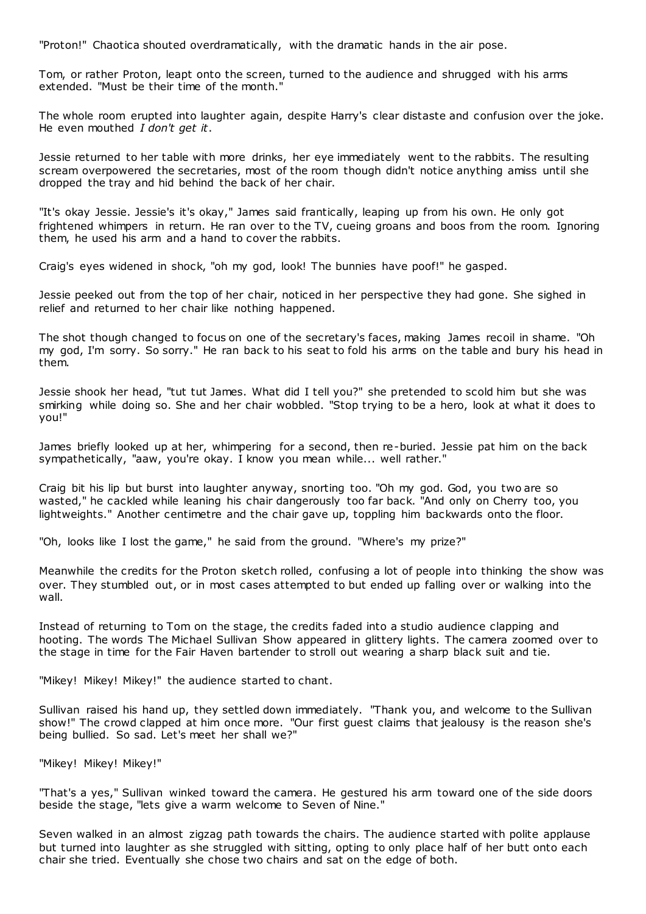"Proton!" Chaotica shouted overdramatically, with the dramatic hands in the air pose.

Tom, or rather Proton, leapt onto the screen, turned to the audience and shrugged with his arms extended. "Must be their time of the month."

The whole room erupted into laughter again, despite Harry's clear distaste and confusion over the joke. He even mouthed *I don't get it*.

Jessie returned to her table with more drinks, her eye immediately went to the rabbits. The resulting scream overpowered the secretaries, most of the room though didn't notice anything amiss until she dropped the tray and hid behind the back of her chair.

"It's okay Jessie. Jessie's it's okay," James said frantically, leaping up from his own. He only got frightened whimpers in return. He ran over to the TV, cueing groans and boos from the room. Ignoring them, he used his arm and a hand to cover the rabbits.

Craig's eyes widened in shock, "oh my god, look! The bunnies have poof!" he gasped.

Jessie peeked out from the top of her chair, noticed in her perspective they had gone. She sighed in relief and returned to her chair like nothing happened.

The shot though changed to focus on one of the secretary's faces, making James recoil in shame. "Oh my god, I'm sorry. So sorry." He ran back to his seat to fold his arms on the table and bury his head in them.

Jessie shook her head, "tut tut James. What did I tell you?" she pretended to scold him but she was smirking while doing so. She and her chair wobbled. "Stop trying to be a hero, look at what it does to you!"

James briefly looked up at her, whimpering for a second, then re-buried. Jessie pat him on the back sympathetically, "aaw, you're okay. I know you mean while... well rather."

Craig bit his lip but burst into laughter anyway, snorting too. "Oh my god. God, you two are so wasted," he cackled while leaning his chair dangerously too far back. "And only on Cherry too, you lightweights." Another centimetre and the chair gave up, toppling him backwards onto the floor.

"Oh, looks like I lost the game," he said from the ground. "Where's my prize?"

Meanwhile the credits for the Proton sketch rolled, confusing a lot of people into thinking the show was over. They stumbled out, or in most cases attempted to but ended up falling over or walking into the wall.

Instead of returning to Tom on the stage, the credits faded into a studio audience clapping and hooting. The words The Michael Sullivan Show appeared in glittery lights. The camera zoomed over to the stage in time for the Fair Haven bartender to stroll out wearing a sharp black suit and tie.

"Mikey! Mikey! Mikey!" the audience started to chant.

Sullivan raised his hand up, they settled down immediately. "Thank you, and welcome to the Sullivan show!" The crowd clapped at him once more. "Our first guest claims that jealousy is the reason she's being bullied. So sad. Let's meet her shall we?"

"Mikey! Mikey! Mikey!"

"That's a yes," Sullivan winked toward the camera. He gestured his arm toward one of the side doors beside the stage, "lets give a warm welcome to Seven of Nine."

Seven walked in an almost zigzag path towards the chairs. The audience started with polite applause but turned into laughter as she struggled with sitting, opting to only place half of her butt onto each chair she tried. Eventually she chose two chairs and sat on the edge of both.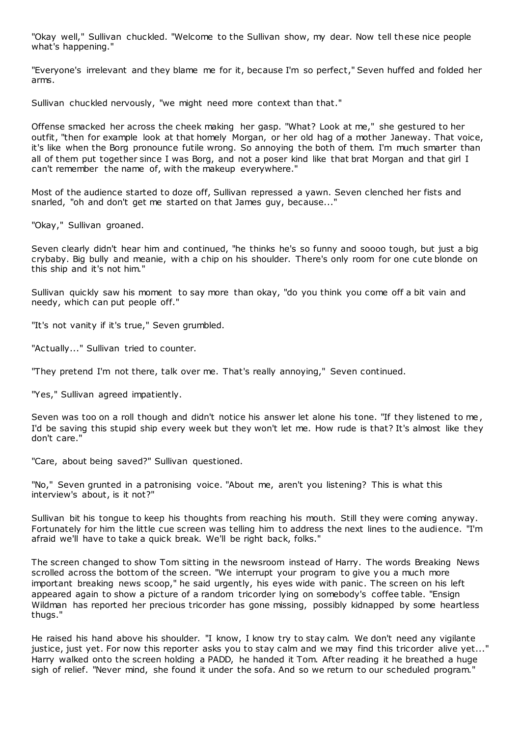"Okay well," Sullivan chuckled. "Welcome to the Sullivan show, my dear. Now tell these nice people what's happening."

"Everyone's irrelevant and they blame me for it, because I'm so perfect," Seven huffed and folded her arms.

Sullivan chuckled nervously, "we might need more context than that."

Offense smacked her across the cheek making her gasp. "What? Look at me," she gestured to her outfit, "then for example look at that homely Morgan, or her old hag of a mother Janeway. That voice, it's like when the Borg pronounce futile wrong. So annoying the both of them. I'm much smarter than all of them put together since I was Borg, and not a poser kind like that brat Morgan and that girl I can't remember the name of, with the makeup everywhere."

Most of the audience started to doze off, Sullivan repressed a yawn. Seven clenched her fists and snarled, "oh and don't get me started on that James guy, because..."

"Okay," Sullivan groaned.

Seven clearly didn't hear him and continued, "he thinks he's so funny and soooo tough, but just a big crybaby. Big bully and meanie, with a chip on his shoulder. There's only room for one cute blonde on this ship and it's not him."

Sullivan quickly saw his moment to say more than okay, "do you think you come off a bit vain and needy, which can put people off."

"It's not vanity if it's true," Seven grumbled.

"Actually..." Sullivan tried to counter.

"They pretend I'm not there, talk over me. That's really annoying," Seven continued.

"Yes," Sullivan agreed impatiently.

Seven was too on a roll though and didn't notice his answer let alone his tone. "If they listened to me, I'd be saving this stupid ship every week but they won't let me. How rude is that? It's almost like they don't care."

"Care, about being saved?" Sullivan questioned.

"No," Seven grunted in a patronising voice. "About me, aren't you listening? This is what this interview's about, is it not?"

Sullivan bit his tongue to keep his thoughts from reaching his mouth. Still they were coming anyway. Fortunately for him the little cue screen was telling him to address the next lines to the audience. "I'm afraid we'll have to take a quick break. We'll be right back, folks."

The screen changed to show Tom sitting in the newsroom instead of Harry. The words Breaking News scrolled across the bottom of the screen. "We interrupt your program to give you a much more important breaking news scoop," he said urgently, his eyes wide with panic. The screen on his left appeared again to show a picture of a random tricorder lying on somebody's coffee table. "Ensign Wildman has reported her precious tricorder has gone missing, possibly kidnapped by some heartless thugs."

He raised his hand above his shoulder. "I know, I know try to stay calm. We don't need any vigilante justice, just yet. For now this reporter asks you to stay calm and we may find this tricorder alive yet..." Harry walked onto the screen holding a PADD, he handed it Tom. After reading it he breathed a huge sigh of relief. "Never mind, she found it under the sofa. And so we return to our scheduled program."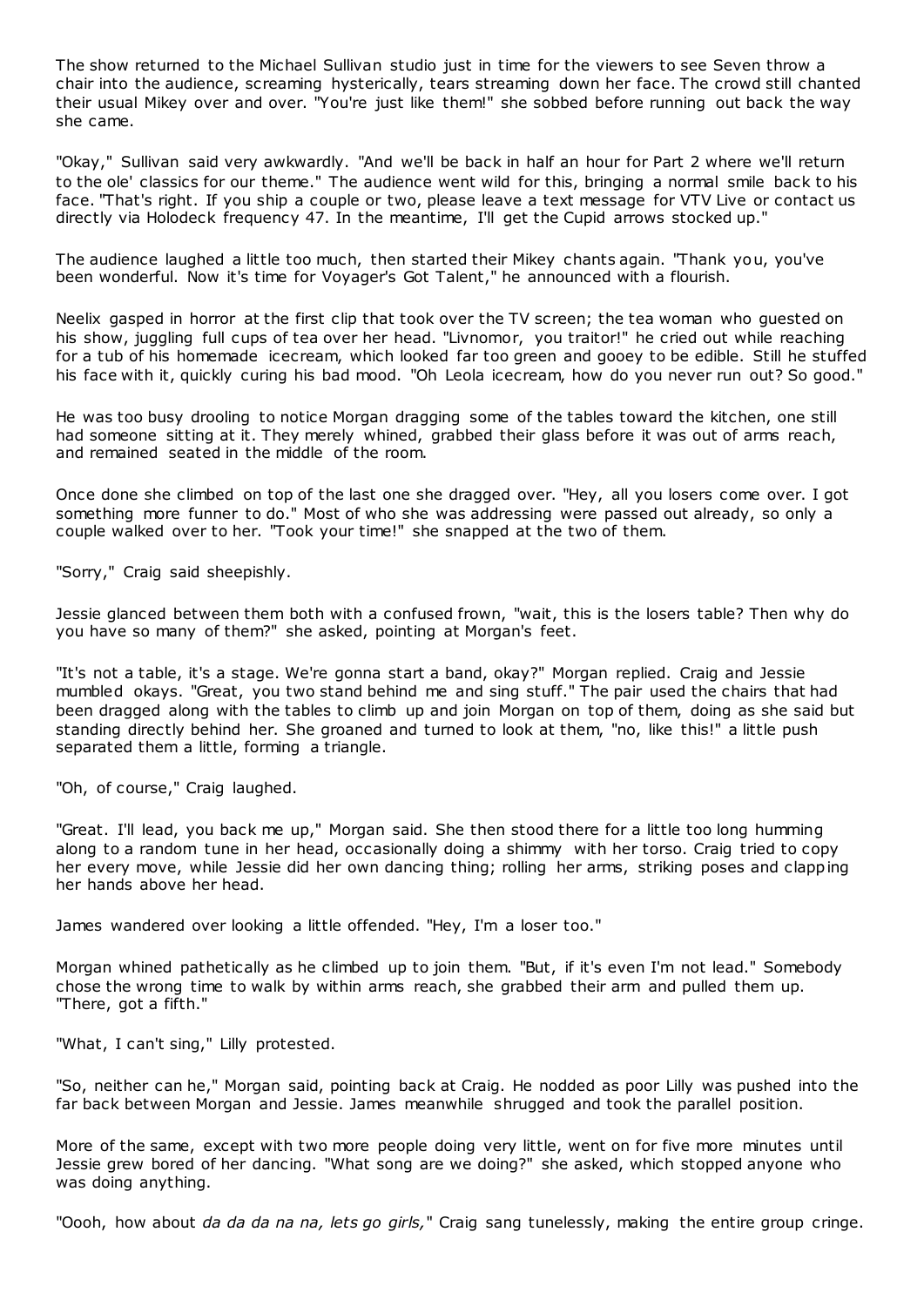The show returned to the Michael Sullivan studio just in time for the viewers to see Seven throw a chair into the audience, screaming hysterically, tears streaming down her face. The crowd still chanted their usual Mikey over and over. "You're just like them!" she sobbed before running out back the way she came.

"Okay," Sullivan said very awkwardly. "And we'll be back in half an hour for Part 2 where we'll return to the ole' classics for our theme." The audience went wild for this, bringing a normal smile back to his face. "That's right. If you ship a couple or two, please leave a text message for VTV Live or contact us directly via Holodeck frequency 47. In the meantime, I'll get the Cupid arrows stocked up."

The audience laughed a little too much, then started their Mikey chants again. "Thank you, you've been wonderful. Now it's time for Voyager's Got Talent," he announced with a flourish.

Neelix gasped in horror at the first clip that took over the TV screen; the tea woman who guested on his show, juggling full cups of tea over her head. "Livnomor, you traitor!" he cried out while reaching for a tub of his homemade icecream, which looked far too green and gooey to be edible. Still he stuffed his face with it, quickly curing his bad mood. "Oh Leola icecream, how do you never run out? So good."

He was too busy drooling to notice Morgan dragging some of the tables toward the kitchen, one still had someone sitting at it. They merely whined, grabbed their glass before it was out of arms reach, and remained seated in the middle of the room.

Once done she climbed on top of the last one she dragged over. "Hey, all you losers come over. I got something more funner to do." Most of who she was addressing were passed out already, so only a couple walked over to her. "Took your time!" she snapped at the two of them.

"Sorry," Craig said sheepishly.

Jessie glanced between them both with a confused frown, "wait, this is the losers table? Then why do you have so many of them?" she asked, pointing at Morgan's feet.

"It's not a table, it's a stage. We're gonna start a band, okay?" Morgan replied. Craig and Jessie mumbled okays. "Great, you two stand behind me and sing stuff." The pair used the chairs that had been dragged along with the tables to climb up and join Morgan on top of them, doing as she said but standing directly behind her. She groaned and turned to look at them, "no, like this!" a little push separated them a little, forming a triangle.

"Oh, of course," Craig laughed.

"Great. I'll lead, you back me up," Morgan said. She then stood there for a little too long humming along to a random tune in her head, occasionally doing a shimmy with her torso. Craig tried to copy her every move, while Jessie did her own dancing thing; rolling her arms, striking poses and clapping her hands above her head.

James wandered over looking a little offended. "Hey, I'm a loser too."

Morgan whined pathetically as he climbed up to join them. "But, if it's even I'm not lead." Somebody chose the wrong time to walk by within arms reach, she grabbed their arm and pulled them up. "There, got a fifth."

"What, I can't sing," Lilly protested.

"So, neither can he," Morgan said, pointing back at Craig. He nodded as poor Lilly was pushed into the far back between Morgan and Jessie. James meanwhile shrugged and took the parallel position.

More of the same, except with two more people doing very little, went on for five more minutes until Jessie grew bored of her dancing. "What song are we doing?" she asked, which stopped anyone who was doing anything.

"Oooh, how about *da da da na na, lets go girls,*" Craig sang tunelessly, making the entire group cringe.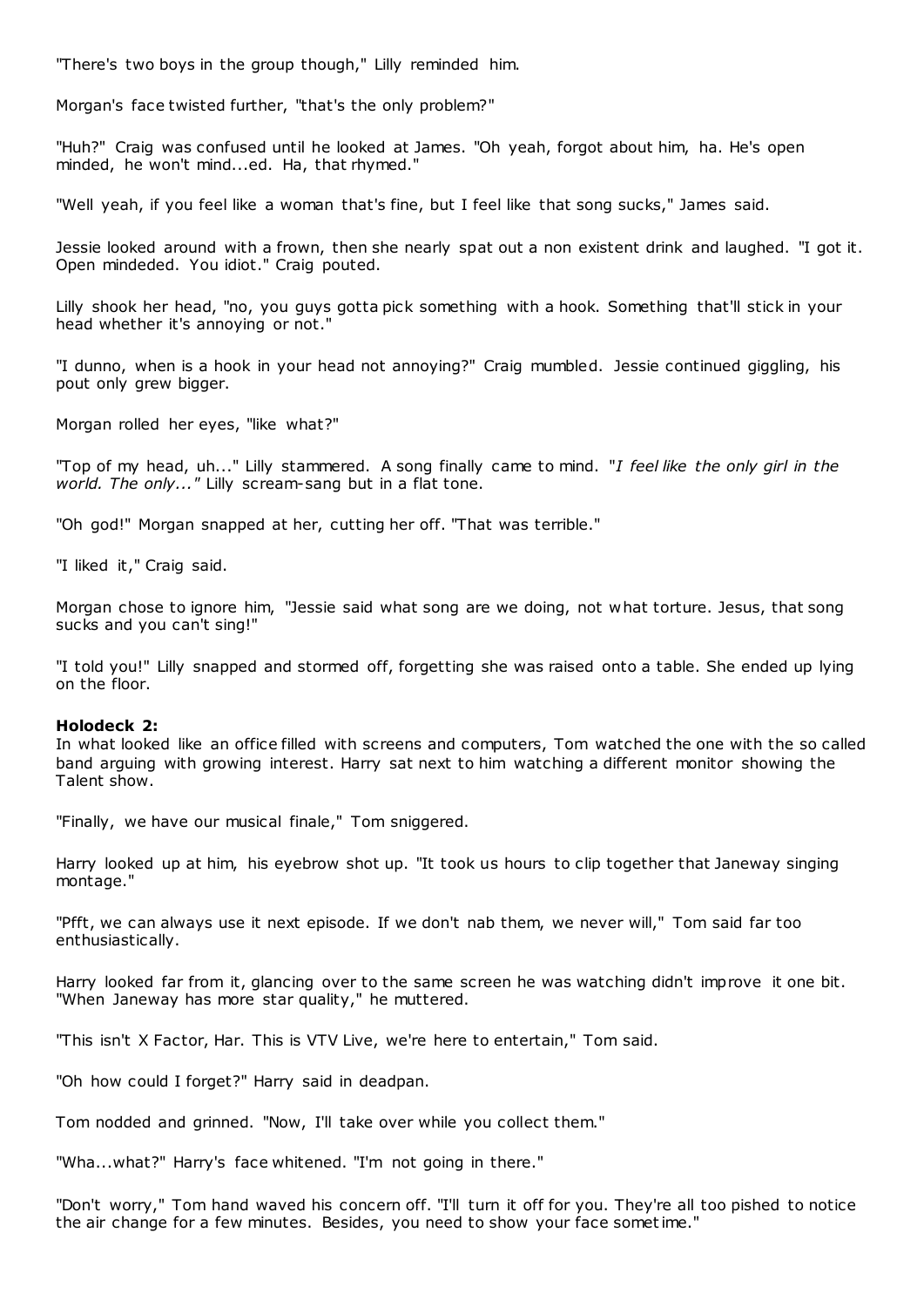"There's two boys in the group though," Lilly reminded him.

Morgan's face twisted further, "that's the only problem?"

"Huh?" Craig was confused until he looked at James. "Oh yeah, forgot about him, ha. He's open minded, he won't mind...ed. Ha, that rhymed."

"Well yeah, if you feel like a woman that's fine, but I feel like that song sucks," James said.

Jessie looked around with a frown, then she nearly spat out a non existent drink and laughed. "I got it. Open mindeded. You idiot." Craig pouted.

Lilly shook her head, "no, you guys gotta pick something with a hook. Something that'll stick in your head whether it's annoying or not."

"I dunno, when is a hook in your head not annoying?" Craig mumbled. Jessie continued giggling, his pout only grew bigger.

Morgan rolled her eyes, "like what?"

"Top of my head, uh..." Lilly stammered. A song finally came to mind. "*I feel like the only girl in the world. The only...*" Lilly scream-sang but in a flat tone.

"Oh god!" Morgan snapped at her, cutting her off. "That was terrible."

"I liked it," Craig said.

Morgan chose to ignore him, "Jessie said what song are we doing, not what torture. Jesus, that song sucks and you can't sing!"

"I told you!" Lilly snapped and stormed off, forgetting she was raised onto a table. She ended up lying on the floor.

**Holodeck 2:**
In what looked like an office filled with screens and computers, Tom watched the one with the so called band arguing with growing interest. Harry sat next to him watching a different monitor showing the Talent show.

"Finally, we have our musical finale," Tom sniggered.

Harry looked up at him, his eyebrow shot up. "It took us hours to clip together that Janeway singing montage."

"Pfft, we can always use it next episode. If we don't nab them, we never will," Tom said far too enthusiastically.

Harry looked far from it, glancing over to the same screen he was watching didn't improve it one bit. "When Janeway has more star quality," he muttered.

"This isn't X Factor, Har. This is VTV Live, we're here to entertain," Tom said.

"Oh how could I forget?" Harry said in deadpan.

Tom nodded and grinned. "Now, I'll take over while you collect them."

"Wha...what?" Harry's face whitened. "I'm not going in there."

"Don't worry," Tom hand waved his concern off. "I'll turn it off for you. They're all too pished to notice the air change for a few minutes. Besides, you need to show your face sometime."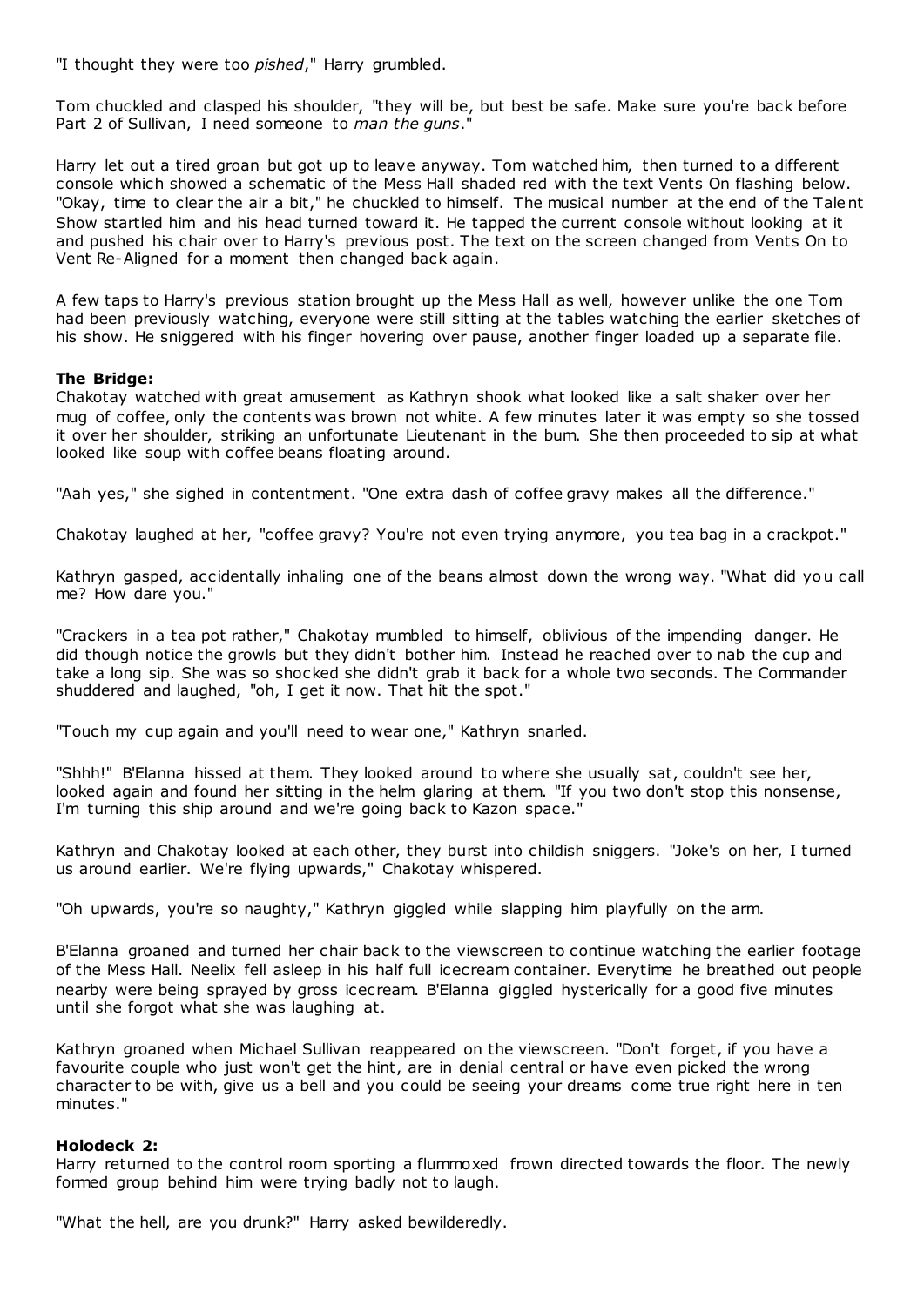"I thought they were too *pished*," Harry grumbled.

Tom chuckled and clasped his shoulder, "they will be, but best be safe. Make sure you're back before Part 2 of Sullivan, I need someone to *man the guns*."

Harry let out a tired groan but got up to leave anyway. Tom watched him, then turned to a different console which showed a schematic of the Mess Hall shaded red with the text Vents On flashing below. "Okay, time to clear the air a bit," he chuckled to himself. The musical number at the end of the Talent Show startled him and his head turned toward it. He tapped the current console without looking at it and pushed his chair over to Harry's previous post. The text on the screen changed from Vents On to Vent Re-Aligned for a moment then changed back again.

A few taps to Harry's previous station brought up the Mess Hall as well, however unlike the one Tom had been previously watching, everyone were still sitting at the tables watching the earlier sketches of his show. He sniggered with his finger hovering over pause, another finger loaded up a separate file.

**The Bridge:**

Chakotay watched with great amusement as Kathryn shook what looked like a salt shaker over her mug of coffee, only the contents was brown not white. A few minutes later it was empty so she tossed it over her shoulder, striking an unfortunate Lieutenant in the bum. She then proceeded to sip at what looked like soup with coffee beans floating around.

"Aah yes," she sighed in contentment. "One extra dash of coffee gravy makes all the difference."

Chakotay laughed at her, "coffee gravy? You're not even trying anymore, you tea bag in a crackpot."

Kathryn gasped, accidentally inhaling one of the beans almost down the wrong way. "What did you call me? How dare you."

"Crackers in a tea pot rather," Chakotay mumbled to himself, oblivious of the impending danger. He did though notice the growls but they didn't bother him. Instead he reached over to nab the cup and take a long sip. She was so shocked she didn't grab it back for a whole two seconds. The Commander shuddered and laughed, "oh, I get it now. That hit the spot."

"Touch my cup again and you'll need to wear one," Kathryn snarled.

"Shhh!" B'Elanna hissed at them. They looked around to where she usually sat, couldn't see her, looked again and found her sitting in the helm glaring at them. "If you two don't stop this nonsense, I'm turning this ship around and we're going back to Kazon space."

Kathryn and Chakotay looked at each other, they burst into childish sniggers. "Joke's on her, I turned us around earlier. We're flying upwards," Chakotay whispered.

"Oh upwards, you're so naughty," Kathryn giggled while slapping him playfully on the arm.

B'Elanna groaned and turned her chair back to the viewscreen to continue watching the earlier footage of the Mess Hall. Neelix fell asleep in his half full icecream container. Everytime he breathed out people nearby were being sprayed by gross icecream. B'Elanna giggled hysterically for a good five minutes until she forgot what she was laughing at.

Kathryn groaned when Michael Sullivan reappeared on the viewscreen. "Don't forget, if you have a favourite couple who just won't get the hint, are in denial central or have even picked the wrong character to be with, give us a bell and you could be seeing your dreams come true right here in ten minutes."

**Holodeck 2:**

Harry returned to the control room sporting a flummoxed frown directed towards the floor. The newly formed group behind him were trying badly not to laugh.

"What the hell, are you drunk?" Harry asked bewilderedly.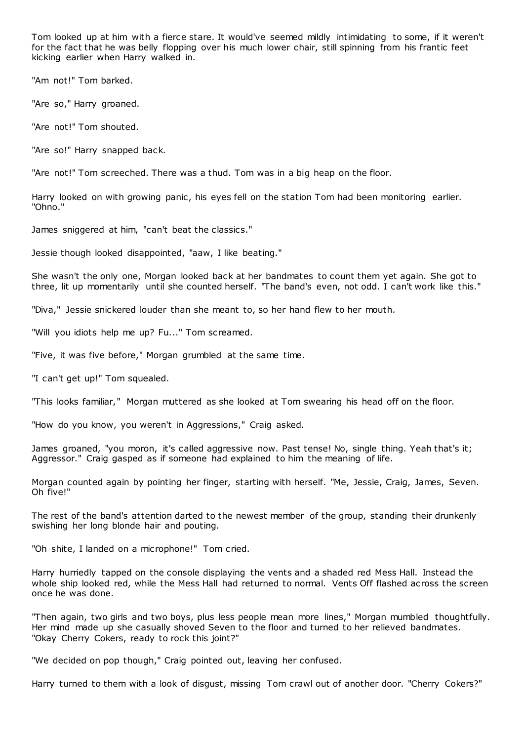Tom looked up at him with a fierce stare. It would've seemed mildly intimidating to some, if it weren't for the fact that he was belly flopping over his much lower chair, still spinning from his frantic feet kicking earlier when Harry walked in.

"Am not!" Tom barked.

"Are so," Harry groaned.

"Are not!" Tom shouted.

"Are so!" Harry snapped back.

"Are not!" Tom screeched. There was a thud. Tom was in a big heap on the floor.

Harry looked on with growing panic, his eyes fell on the station Tom had been monitoring earlier. "Ohno."

James sniggered at him, "can't beat the classics."

Jessie though looked disappointed, "aaw, I like beating."

She wasn't the only one, Morgan looked back at her bandmates to count them yet again. She got to three, lit up momentarily until she counted herself. "The band's even, not odd. I can't work like this."

"Diva," Jessie snickered louder than she meant to, so her hand flew to her mouth.

"Will you idiots help me up? Fu..." Tom screamed.

"Five, it was five before," Morgan grumbled at the same time.

"I can't get up!" Tom squealed.

"This looks familiar," Morgan muttered as she looked at Tom swearing his head off on the floor.

"How do you know, you weren't in Aggressions," Craig asked.

James groaned, "you moron, it's called aggressive now. Past tense! No, single thing. Yeah that's it; Aggressor." Craig gasped as if someone had explained to him the meaning of life.

Morgan counted again by pointing her finger, starting with herself. "Me, Jessie, Craig, James, Seven. Oh five!"

The rest of the band's attention darted to the newest member of the group, standing their drunkenly swishing her long blonde hair and pouting.

"Oh shite, I landed on a microphone!" Tom cried.

Harry hurriedly tapped on the console displaying the vents and a shaded red Mess Hall. Instead the whole ship looked red, while the Mess Hall had returned to normal. Vents Off flashed across the screen once he was done.

"Then again, two girls and two boys, plus less people mean more lines," Morgan mumbled thoughtfully. Her mind made up she casually shoved Seven to the floor and turned to her relieved bandmates. "Okay Cherry Cokers, ready to rock this joint?"

"We decided on pop though," Craig pointed out, leaving her confused.

Harry turned to them with a look of disgust, missing Tom crawl out of another door. "Cherry Cokers?"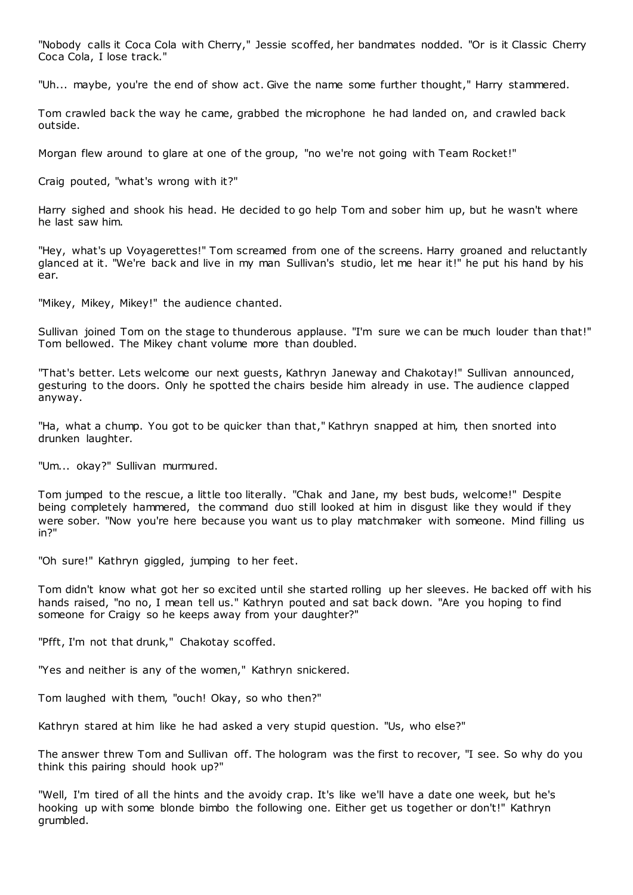"Nobody calls it Coca Cola with Cherry," Jessie scoffed, her bandmates nodded. "Or is it Classic Cherry Coca Cola, I lose track."

"Uh... maybe, you're the end of show act. Give the name some further thought," Harry stammered.

Tom crawled back the way he came, grabbed the microphone he had landed on, and crawled back outside.

Morgan flew around to glare at one of the group, "no we're not going with Team Rocket!"

Craig pouted, "what's wrong with it?"

Harry sighed and shook his head. He decided to go help Tom and sober him up, but he wasn't where he last saw him.

"Hey, what's up Voyagerettes!" Tom screamed from one of the screens. Harry groaned and reluctantly glanced at it. "We're back and live in my man Sullivan's studio, let me hear it!" he put his hand by his ear.

"Mikey, Mikey, Mikey!" the audience chanted.

Sullivan joined Tom on the stage to thunderous applause. "I'm sure we can be much louder than that!" Tom bellowed. The Mikey chant volume more than doubled.

"That's better. Lets welcome our next guests, Kathryn Janeway and Chakotay!" Sullivan announced, gesturing to the doors. Only he spotted the chairs beside him already in use. The audience clapped anyway.

"Ha, what a chump. You got to be quicker than that," Kathryn snapped at him, then snorted into drunken laughter.

"Um... okay?" Sullivan murmured.

Tom jumped to the rescue, a little too literally. "Chak and Jane, my best buds, welcome!" Despite being completely hammered, the command duo still looked at him in disgust like they would if they were sober. "Now you're here because you want us to play matchmaker with someone. Mind filling us in?"

"Oh sure!" Kathryn giggled, jumping to her feet.

Tom didn't know what got her so excited until she started rolling up her sleeves. He backed off with his hands raised, "no no, I mean tell us." Kathryn pouted and sat back down. "Are you hoping to find someone for Craigy so he keeps away from your daughter?"

"Pfft, I'm not that drunk," Chakotay scoffed.

"Yes and neither is any of the women," Kathryn snickered.

Tom laughed with them, "ouch! Okay, so who then?"

Kathryn stared at him like he had asked a very stupid question. "Us, who else?"

The answer threw Tom and Sullivan off. The hologram was the first to recover, "I see. So why do you think this pairing should hook up?"

"Well, I'm tired of all the hints and the avoidy crap. It's like we'll have a date one week, but he's hooking up with some blonde bimbo the following one. Either get us together or don't!" Kathryn grumbled.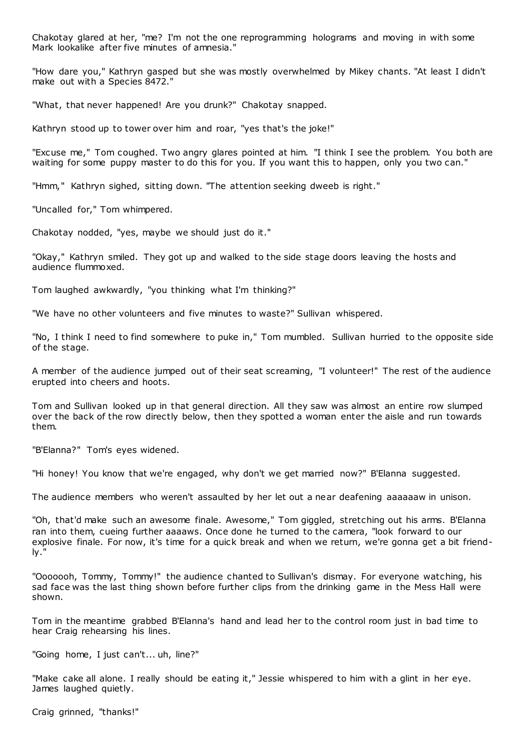Chakotay glared at her, "me? I'm not the one reprogramming holograms and moving in with some Mark lookalike after five minutes of amnesia."

"How dare you," Kathryn gasped but she was mostly overwhelmed by Mikey chants. "At least I didn't make out with a Species 8472."

"What, that never happened! Are you drunk?" Chakotay snapped.

Kathryn stood up to tower over him and roar, "yes that's the joke!"

"Excuse me," Tom coughed. Two angry glares pointed at him. "I think I see the problem. You both are waiting for some puppy master to do this for you. If you want this to happen, only you two can."

"Hmm," Kathryn sighed, sitting down. "The attention seeking dweeb is right."

"Uncalled for," Tom whimpered.

Chakotay nodded, "yes, maybe we should just do it."

"Okay," Kathryn smiled. They got up and walked to the side stage doors leaving the hosts and audience flummoxed.

Tom laughed awkwardly, "you thinking what I'm thinking?"

"We have no other volunteers and five minutes to waste?" Sullivan whispered.

"No, I think I need to find somewhere to puke in," Tom mumbled. Sullivan hurried to the opposite side of the stage.

A member of the audience jumped out of their seat screaming, "I volunteer!" The rest of the audience erupted into cheers and hoots.

Tom and Sullivan looked up in that general direction. All they saw was almost an entire row slumped over the back of the row directly below, then they spotted a woman enter the aisle and run towards them.

"B'Elanna?" Tom's eyes widened.

"Hi honey! You know that we're engaged, why don't we get married now?" B'Elanna suggested.

The audience members who weren't assaulted by her let out a near deafening aaaaaaw in unison.

"Oh, that'd make such an awesome finale. Awesome," Tom giggled, stretching out his arms. B'Elanna ran into them, cueing further aaaaws. Once done he turned to the camera, "look forward to our explosive finale. For now, it's time for a quick break and when we return, we're gonna get a bit friend-ly."

"Ooooooh, Tommy, Tommy!" the audience chanted to Sullivan's dismay. For everyone watching, his sad face was the last thing shown before further clips from the drinking game in the Mess Hall were shown.

Tom in the meantime grabbed B'Elanna's hand and lead her to the control room just in bad time to hear Craig rehearsing his lines.

"Going home, I just can't... uh, line?"

"Make cake all alone. I really should be eating it," Jessie whispered to him with a glint in her eye. James laughed quietly.

Craig grinned, "thanks!"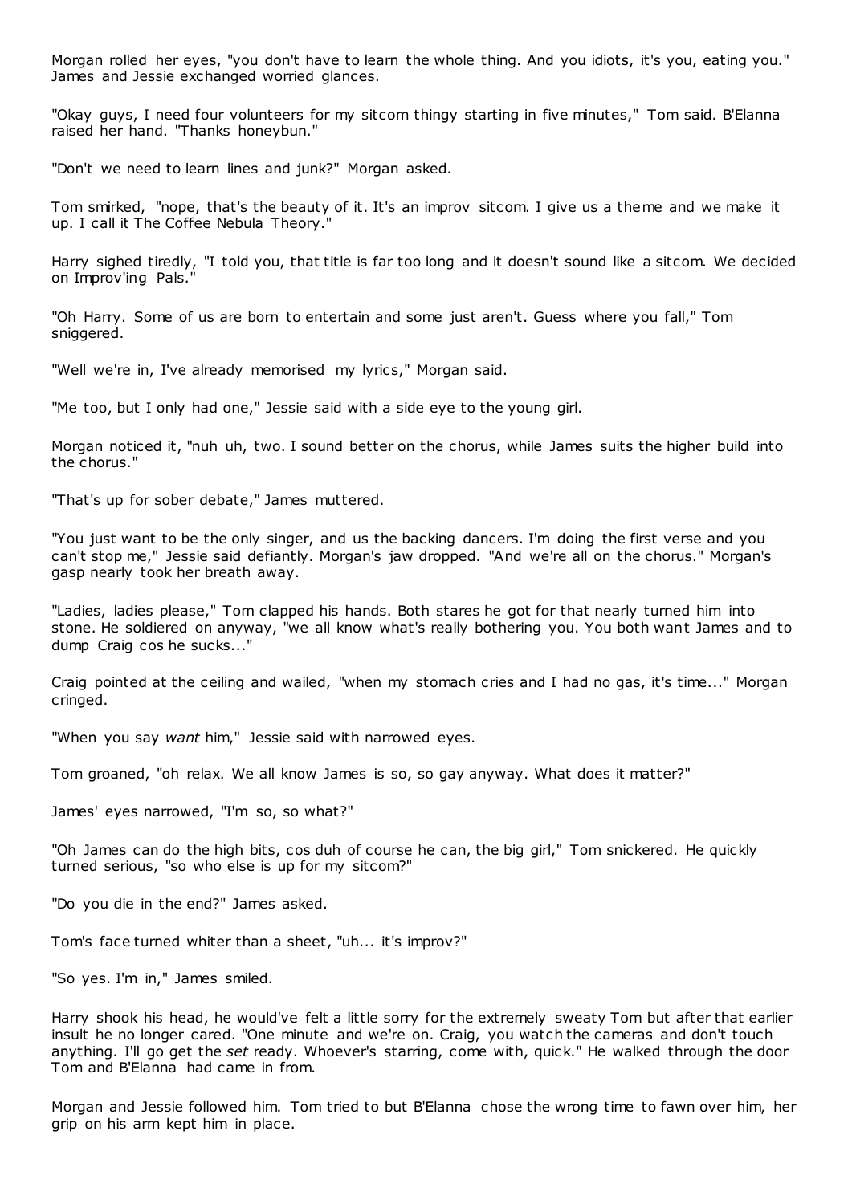Morgan rolled her eyes, "you don't have to learn the whole thing. And you idiots, it's you, eating you." James and Jessie exchanged worried glances.

"Okay guys, I need four volunteers for my sitcom thingy starting in five minutes," Tom said. B'Elanna raised her hand. "Thanks honeybun."

"Don't we need to learn lines and junk?" Morgan asked.

Tom smirked, "nope, that's the beauty of it. It's an improv sitcom. I give us a theme and we make it up. I call it The Coffee Nebula Theory."

Harry sighed tiredly, "I told you, that title is far too long and it doesn't sound like a sitcom. We decided on Improv'ing Pals."

"Oh Harry. Some of us are born to entertain and some just aren't. Guess where you fall," Tom sniggered.

"Well we're in, I've already memorised my lyrics," Morgan said.

"Me too, but I only had one," Jessie said with a side eye to the young girl.

Morgan noticed it, "nuh uh, two. I sound better on the chorus, while James suits the higher build into the chorus."

"That's up for sober debate," James muttered.

"You just want to be the only singer, and us the backing dancers. I'm doing the first verse and you can't stop me," Jessie said defiantly. Morgan's jaw dropped. "And we're all on the chorus." Morgan's gasp nearly took her breath away.

"Ladies, ladies please," Tom clapped his hands. Both stares he got for that nearly turned him into stone. He soldiered on anyway, "we all know what's really bothering you. You both want James and to dump Craig cos he sucks..."

Craig pointed at the ceiling and wailed, "when my stomach cries and I had no gas, it's time..." Morgan cringed.

"When you say *want* him," Jessie said with narrowed eyes.

Tom groaned, "oh relax. We all know James is so, so gay anyway. What does it matter?"

James' eyes narrowed, "I'm so, so what?"

"Oh James can do the high bits, cos duh of course he can, the big girl," Tom snickered. He quickly turned serious, "so who else is up for my sitcom?"

"Do you die in the end?" James asked.

Tom's face turned whiter than a sheet, "uh... it's improv?"

"So yes. I'm in," James smiled.

Harry shook his head, he would've felt a little sorry for the extremely sweaty Tom but after that earlier insult he no longer cared. "One minute and we're on. Craig, you watch the cameras and don't touch anything. I'll go get the *set* ready. Whoever's starring, come with, quick." He walked through the door Tom and B'Elanna had came in from.

Morgan and Jessie followed him. Tom tried to but B'Elanna chose the wrong time to fawn over him, her grip on his arm kept him in place.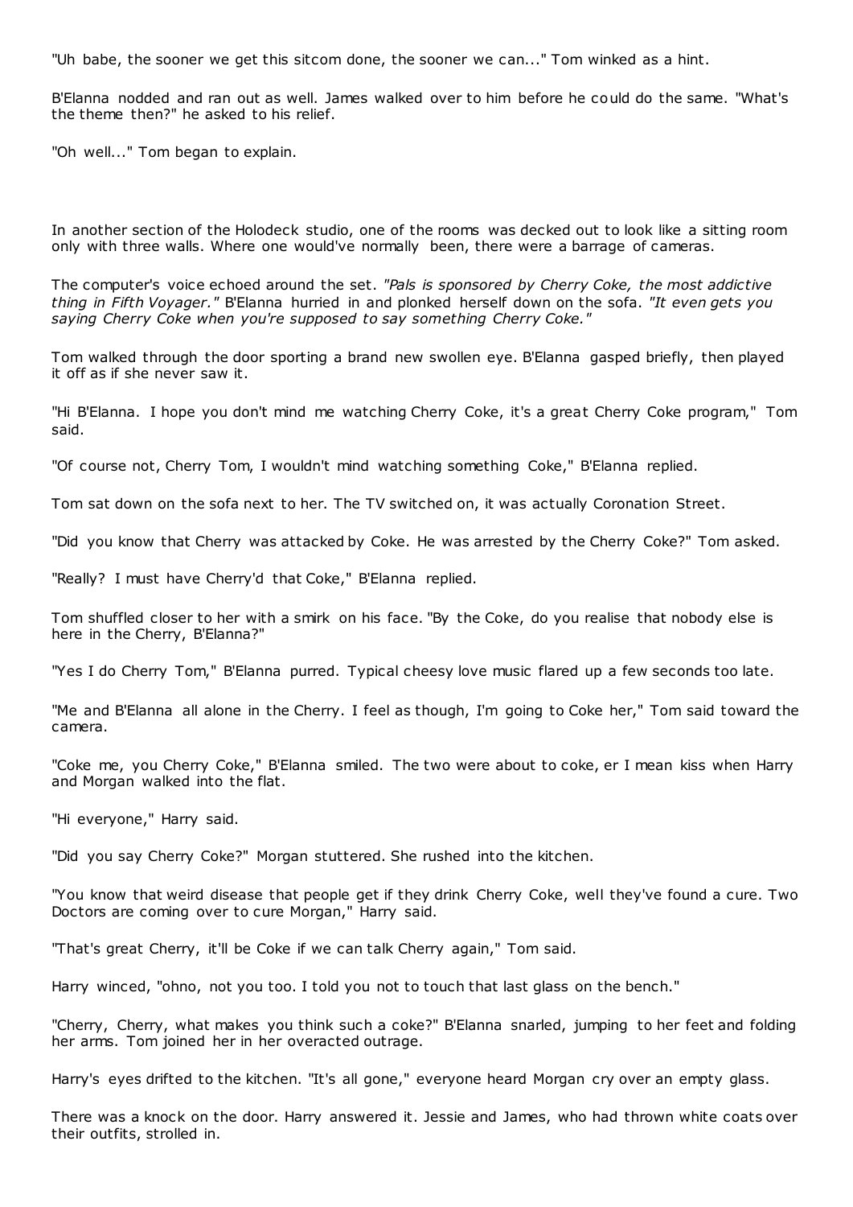"Uh babe, the sooner we get this sitcom done, the sooner we can..." Tom winked as a hint.

B'Elanna nodded and ran out as well. James walked over to him before he could do the same. "What's the theme then?" he asked to his relief.

"Oh well..." Tom began to explain.

In another section of the Holodeck studio, one of the rooms was decked out to look like a sitting room only with three walls. Where one would've normally been, there were a barrage of cameras.

The computer's voice echoed around the set. *"Pals is sponsored by Cherry Coke, the most addictive thing in Fifth Voyager."* B'Elanna hurried in and plonked herself down on the sofa. *"It even gets you saying Cherry Coke when you're supposed to say something Cherry Coke."*

Tom walked through the door sporting a brand new swollen eye. B'Elanna gasped briefly, then played it off as if she never saw it.

"Hi B'Elanna. I hope you don't mind me watching Cherry Coke, it's a great Cherry Coke program," Tom said.

"Of course not, Cherry Tom, I wouldn't mind watching something Coke," B'Elanna replied.

Tom sat down on the sofa next to her. The TV switched on, it was actually Coronation Street.

"Did you know that Cherry was attacked by Coke. He was arrested by the Cherry Coke?" Tom asked.

"Really? I must have Cherry'd that Coke," B'Elanna replied.

Tom shuffled closer to her with a smirk on his face. "By the Coke, do you realise that nobody else is here in the Cherry, B'Elanna?"

"Yes I do Cherry Tom," B'Elanna purred. Typical cheesy love music flared up a few seconds too late.

"Me and B'Elanna all alone in the Cherry. I feel as though, I'm going to Coke her," Tom said toward the camera.

"Coke me, you Cherry Coke," B'Elanna smiled. The two were about to coke, er I mean kiss when Harry and Morgan walked into the flat.

"Hi everyone," Harry said.

"Did you say Cherry Coke?" Morgan stuttered. She rushed into the kitchen.

"You know that weird disease that people get if they drink Cherry Coke, well they've found a cure. Two Doctors are coming over to cure Morgan," Harry said.

"That's great Cherry, it'll be Coke if we can talk Cherry again," Tom said.

Harry winced, "ohno, not you too. I told you not to touch that last glass on the bench."

"Cherry, Cherry, what makes you think such a coke?" B'Elanna snarled, jumping to her feet and folding her arms. Tom joined her in her overacted outrage.

Harry's eyes drifted to the kitchen. "It's all gone," everyone heard Morgan cry over an empty glass.

There was a knock on the door. Harry answered it. Jessie and James, who had thrown white coats over their outfits, strolled in.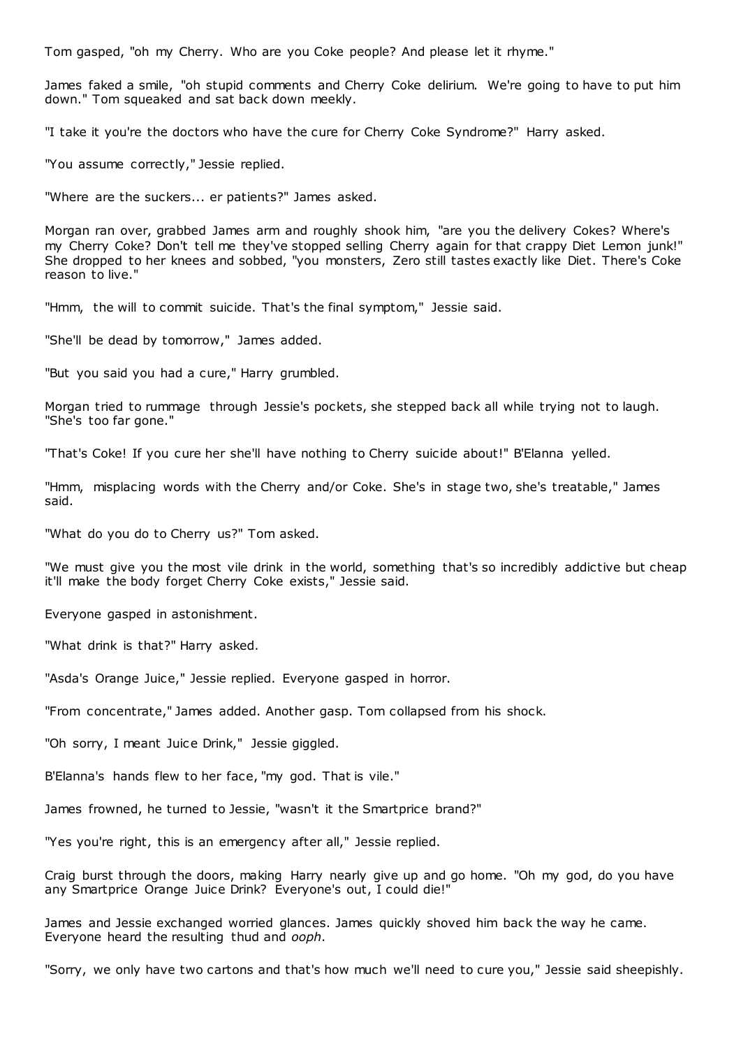Tom gasped, "oh my Cherry. Who are you Coke people? And please let it rhyme."

James faked a smile, "oh stupid comments and Cherry Coke delirium. We're going to have to put him down." Tom squeaked and sat back down meekly.

"I take it you're the doctors who have the cure for Cherry Coke Syndrome?" Harry asked.

"You assume correctly," Jessie replied.

"Where are the suckers... er patients?" James asked.

Morgan ran over, grabbed James arm and roughly shook him, "are you the delivery Cokes? Where's my Cherry Coke? Don't tell me they've stopped selling Cherry again for that crappy Diet Lemon junk!" She dropped to her knees and sobbed, "you monsters, Zero still tastes exactly like Diet. There's Coke reason to live."

"Hmm, the will to commit suicide. That's the final symptom," Jessie said.

"She'll be dead by tomorrow," James added.

"But you said you had a cure," Harry grumbled.

Morgan tried to rummage through Jessie's pockets, she stepped back all while trying not to laugh. "She's too far gone."

"That's Coke! If you cure her she'll have nothing to Cherry suicide about!" B'Elanna yelled.

"Hmm, misplacing words with the Cherry and/or Coke. She's in stage two, she's treatable," James said.

"What do you do to Cherry us?" Tom asked.

"We must give you the most vile drink in the world, something that's so incredibly addictive but cheap it'll make the body forget Cherry Coke exists," Jessie said.

Everyone gasped in astonishment.

"What drink is that?" Harry asked.

"Asda's Orange Juice," Jessie replied. Everyone gasped in horror.

"From concentrate," James added. Another gasp. Tom collapsed from his shock.

"Oh sorry, I meant Juice Drink," Jessie giggled.

B'Elanna's hands flew to her face, "my god. That is vile."

James frowned, he turned to Jessie, "wasn't it the Smartprice brand?"

"Yes you're right, this is an emergency after all," Jessie replied.

Craig burst through the doors, making Harry nearly give up and go home. "Oh my god, do you have any Smartprice Orange Juice Drink? Everyone's out, I could die!"

James and Jessie exchanged worried glances. James quickly shoved him back the way he came. Everyone heard the resulting thud and *ooph*.

"Sorry, we only have two cartons and that's how much we'll need to cure you," Jessie said sheepishly.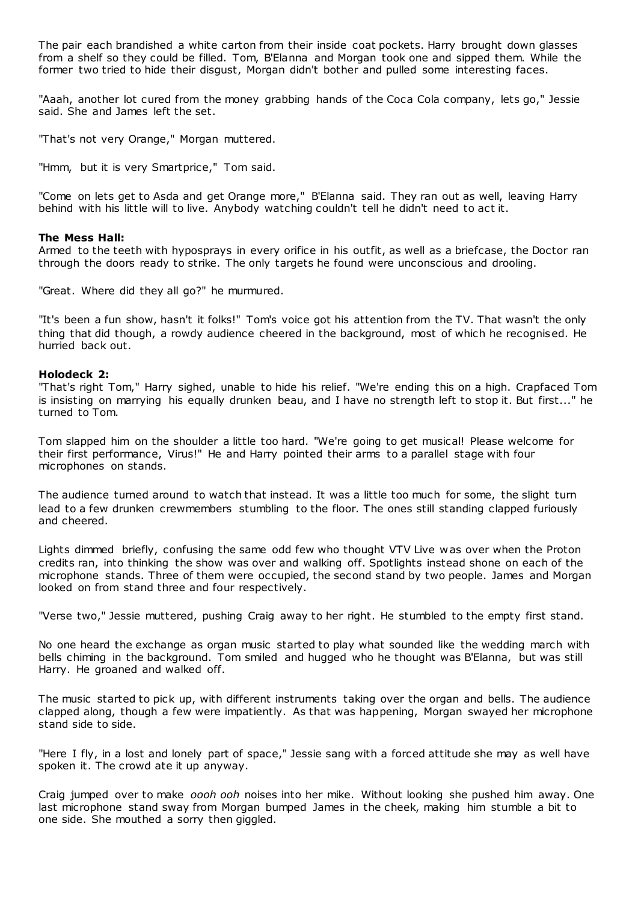The pair each brandished a white carton from their inside coat pockets. Harry brought down glasses from a shelf so they could be filled. Tom, B'Elanna and Morgan took one and sipped them. While the former two tried to hide their disgust, Morgan didn't bother and pulled some interesting faces.

"Aaah, another lot cured from the money grabbing hands of the Coca Cola company, lets go," Jessie said. She and James left the set.

"That's not very Orange," Morgan muttered.

"Hmm, but it is very Smartprice," Tom said.

"Come on lets get to Asda and get Orange more," B'Elanna said. They ran out as well, leaving Harry behind with his little will to live. Anybody watching couldn't tell he didn't need to act it.

**The Mess Hall:**
Armed to the teeth with hyposprays in every orifice in his outfit, as well as a briefcase, the Doctor ran through the doors ready to strike. The only targets he found were unconscious and drooling.

"Great. Where did they all go?" he murmured.

"It's been a fun show, hasn't it folks!" Tom's voice got his attention from the TV. That wasn't the only thing that did though, a rowdy audience cheered in the background, most of which he recognised. He hurried back out.

**Holodeck 2:**
"That's right Tom," Harry sighed, unable to hide his relief. "We're ending this on a high. Crapfaced Tom is insisting on marrying his equally drunken beau, and I have no strength left to stop it. But first..." he turned to Tom.

Tom slapped him on the shoulder a little too hard. "We're going to get musical! Please welcome for their first performance, Virus!" He and Harry pointed their arms to a parallel stage with four microphones on stands.

The audience turned around to watch that instead. It was a little too much for some, the slight turn lead to a few drunken crewmembers stumbling to the floor. The ones still standing clapped furiously and cheered.

Lights dimmed briefly, confusing the same odd few who thought VTV Live was over when the Proton credits ran, into thinking the show was over and walking off. Spotlights instead shone on each of the microphone stands. Three of them were occupied, the second stand by two people. James and Morgan looked on from stand three and four respectively.

"Verse two," Jessie muttered, pushing Craig away to her right. He stumbled to the empty first stand.

No one heard the exchange as organ music started to play what sounded like the wedding march with bells chiming in the background. Tom smiled and hugged who he thought was B'Elanna, but was still Harry. He groaned and walked off.

The music started to pick up, with different instruments taking over the organ and bells. The audience clapped along, though a few were impatiently. As that was happening, Morgan swayed her microphone stand side to side.

"Here I fly, in a lost and lonely part of space," Jessie sang with a forced attitude she may as well have spoken it. The crowd ate it up anyway.

Craig jumped over to make *oooh ooh* noises into her mike. Without looking she pushed him away. One last microphone stand sway from Morgan bumped James in the cheek, making him stumble a bit to one side. She mouthed a sorry then giggled.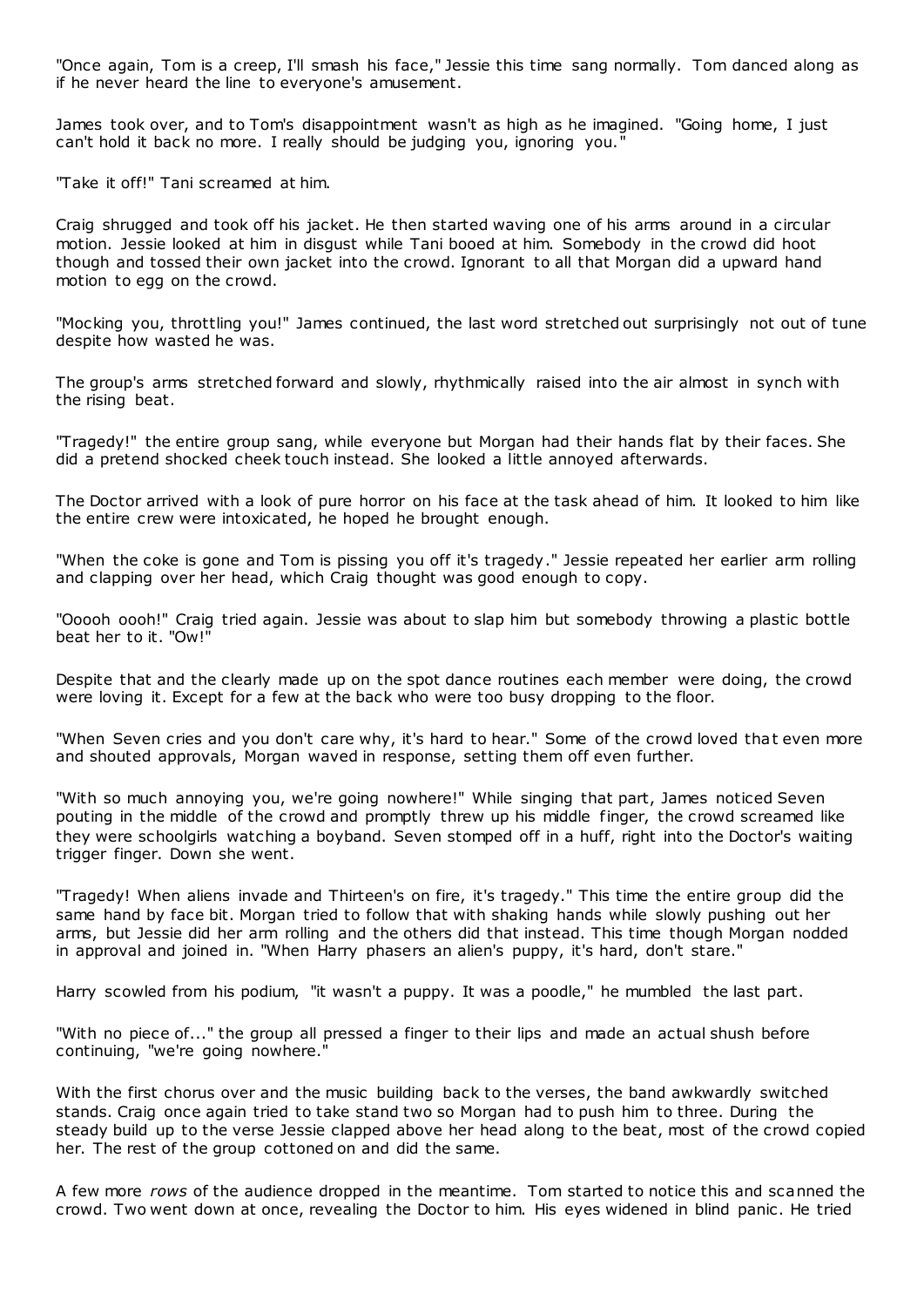"Once again, Tom is a creep, I'll smash his face," Jessie this time sang normally. Tom danced along as if he never heard the line to everyone's amusement.

James took over, and to Tom's disappointment wasn't as high as he imagined. "Going home, I just can't hold it back no more. I really should be judging you, ignoring you."

"Take it off!" Tani screamed at him.

Craig shrugged and took off his jacket. He then started waving one of his arms around in a circular motion. Jessie looked at him in disgust while Tani booed at him. Somebody in the crowd did hoot though and tossed their own jacket into the crowd. Ignorant to all that Morgan did a upward hand motion to egg on the crowd.

"Mocking you, throttling you!" James continued, the last word stretched out surprisingly not out of tune despite how wasted he was.

The group's arms stretched forward and slowly, rhythmically raised into the air almost in synch with the rising beat.

"Tragedy!" the entire group sang, while everyone but Morgan had their hands flat by their faces. She did a pretend shocked cheek touch instead. She looked a little annoyed afterwards.

The Doctor arrived with a look of pure horror on his face at the task ahead of him. It looked to him like the entire crew were intoxicated, he hoped he brought enough.

"When the coke is gone and Tom is pissing you off it's tragedy." Jessie repeated her earlier arm rolling and clapping over her head, which Craig thought was good enough to copy.

"Ooooh oooh!" Craig tried again. Jessie was about to slap him but somebody throwing a plastic bottle beat her to it. "Ow!"

Despite that and the clearly made up on the spot dance routines each member were doing, the crowd were loving it. Except for a few at the back who were too busy dropping to the floor.

"When Seven cries and you don't care why, it's hard to hear." Some of the crowd loved that even more and shouted approvals, Morgan waved in response, setting them off even further.

"With so much annoying you, we're going nowhere!" While singing that part, James noticed Seven pouting in the middle of the crowd and promptly threw up his middle finger, the crowd screamed like they were schoolgirls watching a boyband. Seven stomped off in a huff, right into the Doctor's waiting trigger finger. Down she went.

"Tragedy! When aliens invade and Thirteen's on fire, it's tragedy." This time the entire group did the same hand by face bit. Morgan tried to follow that with shaking hands while slowly pushing out her arms, but Jessie did her arm rolling and the others did that instead. This time though Morgan nodded in approval and joined in. "When Harry phasers an alien's puppy, it's hard, don't stare."

Harry scowled from his podium, "it wasn't a puppy. It was a poodle," he mumbled the last part.

"With no piece of..." the group all pressed a finger to their lips and made an actual shush before continuing, "we're going nowhere."

With the first chorus over and the music building back to the verses, the band awkwardly switched stands. Craig once again tried to take stand two so Morgan had to push him to three. During the steady build up to the verse Jessie clapped above her head along to the beat, most of the crowd copied her. The rest of the group cottoned on and did the same.

A few more *rows* of the audience dropped in the meantime. Tom started to notice this and scanned the crowd. Two went down at once, revealing the Doctor to him. His eyes widened in blind panic. He tried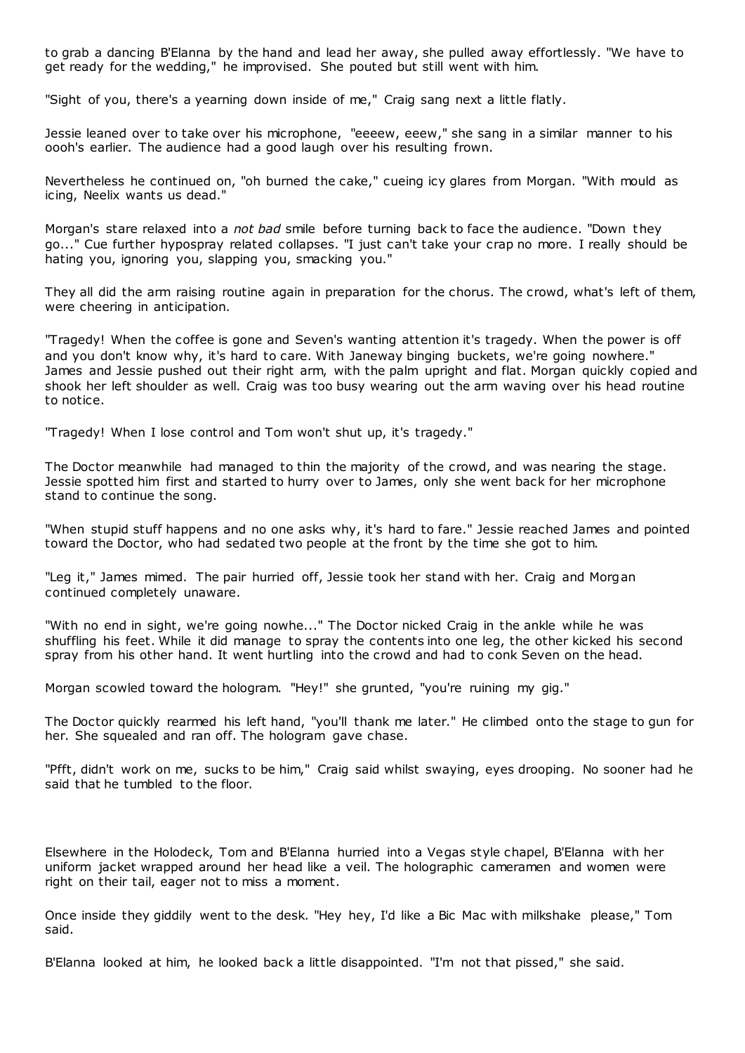to grab a dancing B'Elanna by the hand and lead her away, she pulled away effortlessly. "We have to get ready for the wedding," he improvised. She pouted but still went with him.

"Sight of you, there's a yearning down inside of me," Craig sang next a little flatly.

Jessie leaned over to take over his microphone, "eeeew, eeew," she sang in a similar manner to his oooh's earlier. The audience had a good laugh over his resulting frown.

Nevertheless he continued on, "oh burned the cake," cueing icy glares from Morgan. "With mould as icing, Neelix wants us dead."

Morgan's stare relaxed into a *not bad* smile before turning back to face the audience. "Down they go..." Cue further hypospray related collapses. "I just can't take your crap no more. I really should be hating you, ignoring you, slapping you, smacking you."

They all did the arm raising routine again in preparation for the chorus. The crowd, what's left of them, were cheering in anticipation.

"Tragedy! When the coffee is gone and Seven's wanting attention it's tragedy. When the power is off and you don't know why, it's hard to care. With Janeway binging buckets, we're going nowhere." James and Jessie pushed out their right arm, with the palm upright and flat. Morgan quickly copied and shook her left shoulder as well. Craig was too busy wearing out the arm waving over his head routine to notice.

"Tragedy! When I lose control and Tom won't shut up, it's tragedy."

The Doctor meanwhile had managed to thin the majority of the crowd, and was nearing the stage. Jessie spotted him first and started to hurry over to James, only she went back for her microphone stand to continue the song.

"When stupid stuff happens and no one asks why, it's hard to fare." Jessie reached James and pointed toward the Doctor, who had sedated two people at the front by the time she got to him.

"Leg it," James mimed. The pair hurried off, Jessie took her stand with her. Craig and Morgan continued completely unaware.

"With no end in sight, we're going nowhe..." The Doctor nicked Craig in the ankle while he was shuffling his feet. While it did manage to spray the contents into one leg, the other kicked his second spray from his other hand. It went hurtling into the crowd and had to conk Seven on the head.

Morgan scowled toward the hologram. "Hey!" she grunted, "you're ruining my gig."

The Doctor quickly rearmed his left hand, "you'll thank me later." He climbed onto the stage to gun for her. She squealed and ran off. The hologram gave chase.

"Pfft, didn't work on me, sucks to be him," Craig said whilst swaying, eyes drooping. No sooner had he said that he tumbled to the floor.

Elsewhere in the Holodeck, Tom and B'Elanna hurried into a Vegas style chapel, B'Elanna with her uniform jacket wrapped around her head like a veil. The holographic cameramen and women were right on their tail, eager not to miss a moment.

Once inside they giddily went to the desk. "Hey hey, I'd like a Bic Mac with milkshake please," Tom said.

B'Elanna looked at him, he looked back a little disappointed. "I'm not that pissed," she said.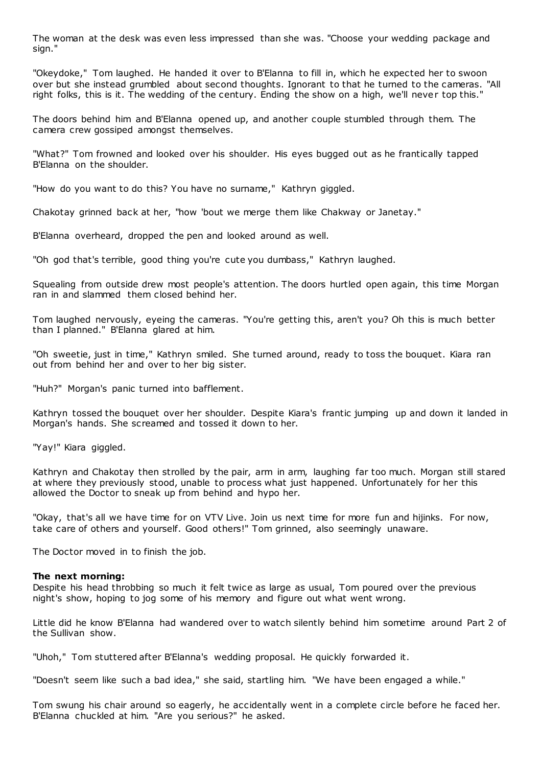The woman at the desk was even less impressed than she was. "Choose your wedding package and sign."

"Okeydoke," Tom laughed. He handed it over to B'Elanna to fill in, which he expected her to swoon over but she instead grumbled about second thoughts. Ignorant to that he turned to the cameras. "All right folks, this is it. The wedding of the century. Ending the show on a high, we'll never top this."

The doors behind him and B'Elanna opened up, and another couple stumbled through them. The camera crew gossiped amongst themselves.

"What?" Tom frowned and looked over his shoulder. His eyes bugged out as he frantically tapped B'Elanna on the shoulder.

"How do you want to do this? You have no surname," Kathryn giggled.

Chakotay grinned back at her, "how 'bout we merge them like Chakway or Janetay."

B'Elanna overheard, dropped the pen and looked around as well.

"Oh god that's terrible, good thing you're cute you dumbass," Kathryn laughed.

Squealing from outside drew most people's attention. The doors hurtled open again, this time Morgan ran in and slammed them closed behind her.

Tom laughed nervously, eyeing the cameras. "You're getting this, aren't you? Oh this is much better than I planned." B'Elanna glared at him.

"Oh sweetie, just in time," Kathryn smiled. She turned around, ready to toss the bouquet. Kiara ran out from behind her and over to her big sister.

"Huh?" Morgan's panic turned into bafflement.

Kathryn tossed the bouquet over her shoulder. Despite Kiara's frantic jumping up and down it landed in Morgan's hands. She screamed and tossed it down to her.

"Yay!" Kiara giggled.

Kathryn and Chakotay then strolled by the pair, arm in arm, laughing far too much. Morgan still stared at where they previously stood, unable to process what just happened. Unfortunately for her this allowed the Doctor to sneak up from behind and hypo her.

"Okay, that's all we have time for on VTV Live. Join us next time for more fun and hijinks. For now, take care of others and yourself. Good others!" Tom grinned, also seemingly unaware.

The Doctor moved in to finish the job.

**The next morning:**
Despite his head throbbing so much it felt twice as large as usual, Tom poured over the previous night's show, hoping to jog some of his memory and figure out what went wrong.

Little did he know B'Elanna had wandered over to watch silently behind him sometime around Part 2 of the Sullivan show.

"Uhoh," Tom stuttered after B'Elanna's wedding proposal. He quickly forwarded it.

"Doesn't seem like such a bad idea," she said, startling him. "We have been engaged a while."

Tom swung his chair around so eagerly, he accidentally went in a complete circle before he faced her. B'Elanna chuckled at him. "Are you serious?" he asked.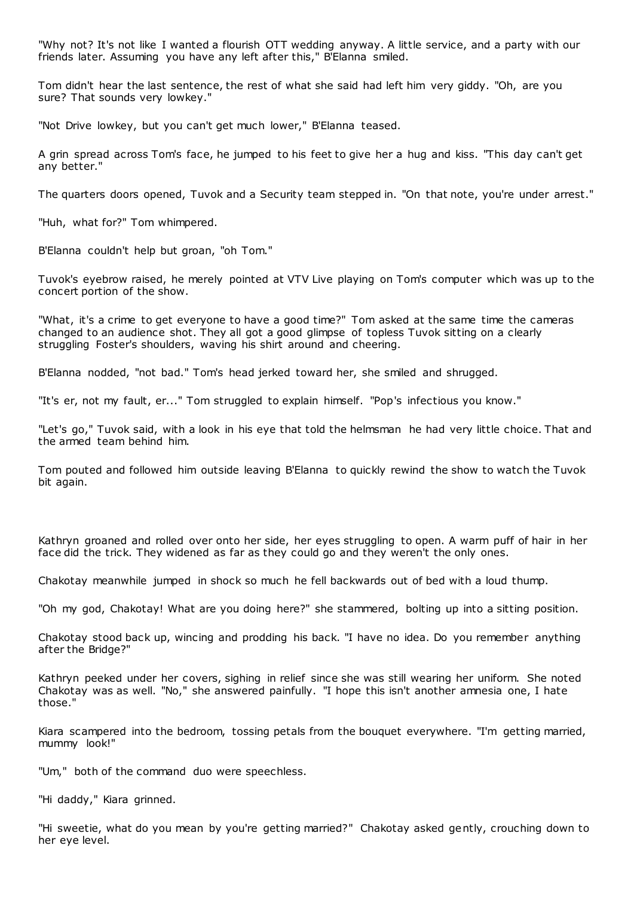"Why not? It's not like I wanted a flourish OTT wedding anyway. A little service, and a party with our friends later. Assuming you have any left after this," B'Elanna smiled.

Tom didn't hear the last sentence, the rest of what she said had left him very giddy. "Oh, are you sure? That sounds very lowkey."

"Not Drive lowkey, but you can't get much lower," B'Elanna teased.

A grin spread across Tom's face, he jumped to his feet to give her a hug and kiss. "This day can't get any better."

The quarters doors opened, Tuvok and a Security team stepped in. "On that note, you're under arrest."

"Huh, what for?" Tom whimpered.

B'Elanna couldn't help but groan, "oh Tom."

Tuvok's eyebrow raised, he merely pointed at VTV Live playing on Tom's computer which was up to the concert portion of the show.

"What, it's a crime to get everyone to have a good time?" Tom asked at the same time the cameras changed to an audience shot. They all got a good glimpse of topless Tuvok sitting on a clearly struggling Foster's shoulders, waving his shirt around and cheering.

B'Elanna nodded, "not bad." Tom's head jerked toward her, she smiled and shrugged.

"It's er, not my fault, er..." Tom struggled to explain himself. "Pop's infectious you know."

"Let's go," Tuvok said, with a look in his eye that told the helmsman he had very little choice. That and the armed team behind him.

Tom pouted and followed him outside leaving B'Elanna to quickly rewind the show to watch the Tuvok bit again.

Kathryn groaned and rolled over onto her side, her eyes struggling to open. A warm puff of hair in her face did the trick. They widened as far as they could go and they weren't the only ones.

Chakotay meanwhile jumped in shock so much he fell backwards out of bed with a loud thump.

"Oh my god, Chakotay! What are you doing here?" she stammered, bolting up into a sitting position.

Chakotay stood back up, wincing and prodding his back. "I have no idea. Do you remember anything after the Bridge?"

Kathryn peeked under her covers, sighing in relief since she was still wearing her uniform. She noted Chakotay was as well. "No," she answered painfully. "I hope this isn't another amnesia one, I hate those."

Kiara scampered into the bedroom, tossing petals from the bouquet everywhere. "I'm getting married, mummy look!"

"Um," both of the command duo were speechless.

"Hi daddy," Kiara grinned.

"Hi sweetie, what do you mean by you're getting married?" Chakotay asked gently, crouching down to her eye level.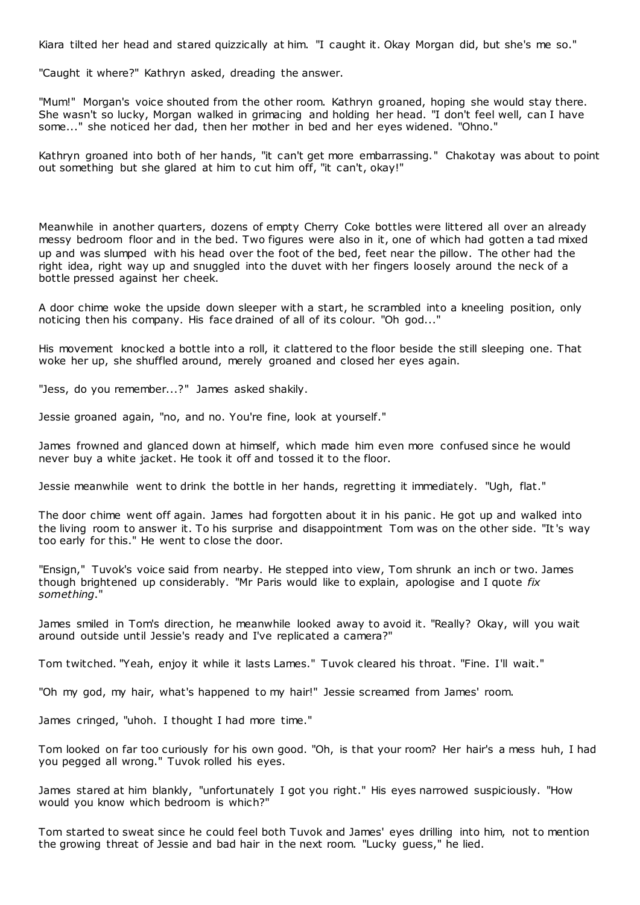Kiara tilted her head and stared quizzically at him. "I caught it. Okay Morgan did, but she's me so."

"Caught it where?" Kathryn asked, dreading the answer.

"Mum!" Morgan's voice shouted from the other room. Kathryn groaned, hoping she would stay there. She wasn't so lucky, Morgan walked in grimacing and holding her head. "I don't feel well, can I have some..." she noticed her dad, then her mother in bed and her eyes widened. "Ohno."

Kathryn groaned into both of her hands, "it can't get more embarrassing." Chakotay was about to point out something but she glared at him to cut him off, "it can't, okay!"

Meanwhile in another quarters, dozens of empty Cherry Coke bottles were littered all over an already messy bedroom floor and in the bed. Two figures were also in it, one of which had gotten a tad mixed up and was slumped with his head over the foot of the bed, feet near the pillow. The other had the right idea, right way up and snuggled into the duvet with her fingers loosely around the neck of a bottle pressed against her cheek.

A door chime woke the upside down sleeper with a start, he scrambled into a kneeling position, only noticing then his company. His face drained of all of its colour. "Oh god..."

His movement knocked a bottle into a roll, it clattered to the floor beside the still sleeping one. That woke her up, she shuffled around, merely groaned and closed her eyes again.

"Jess, do you remember...?" James asked shakily.

Jessie groaned again, "no, and no. You're fine, look at yourself."

James frowned and glanced down at himself, which made him even more confused since he would never buy a white jacket. He took it off and tossed it to the floor.

Jessie meanwhile went to drink the bottle in her hands, regretting it immediately. "Ugh, flat."

The door chime went off again. James had forgotten about it in his panic. He got up and walked into the living room to answer it. To his surprise and disappointment Tom was on the other side. "It's way too early for this." He went to close the door.

"Ensign," Tuvok's voice said from nearby. He stepped into view, Tom shrunk an inch or two. James though brightened up considerably. "Mr Paris would like to explain, apologise and I quote *fix something*."

James smiled in Tom's direction, he meanwhile looked away to avoid it. "Really? Okay, will you wait around outside until Jessie's ready and I've replicated a camera?"

Tom twitched. "Yeah, enjoy it while it lasts Lames." Tuvok cleared his throat. "Fine. I'll wait."

"Oh my god, my hair, what's happened to my hair!" Jessie screamed from James' room.

James cringed, "uhoh. I thought I had more time."

Tom looked on far too curiously for his own good. "Oh, is that your room? Her hair's a mess huh, I had you pegged all wrong." Tuvok rolled his eyes.

James stared at him blankly, "unfortunately I got you right." His eyes narrowed suspiciously. "How would you know which bedroom is which?"

Tom started to sweat since he could feel both Tuvok and James' eyes drilling into him, not to mention the growing threat of Jessie and bad hair in the next room. "Lucky guess," he lied.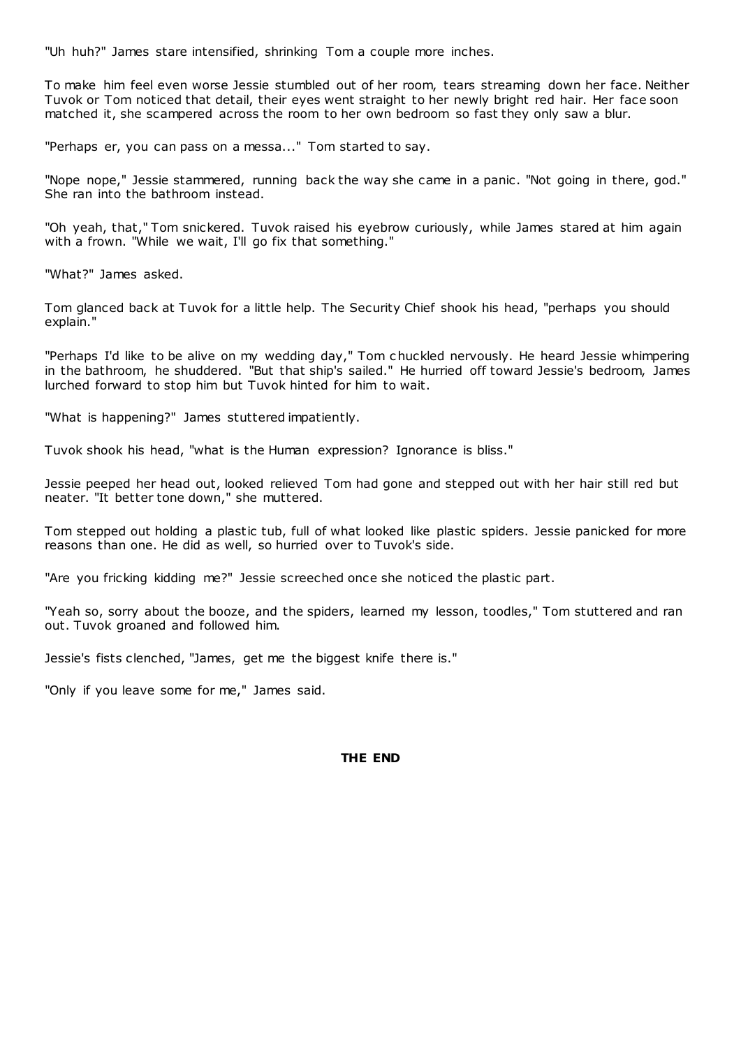"Uh huh?" James stare intensified, shrinking Tom a couple more inches.

To make him feel even worse Jessie stumbled out of her room, tears streaming down her face. Neither Tuvok or Tom noticed that detail, their eyes went straight to her newly bright red hair. Her face soon matched it, she scampered across the room to her own bedroom so fast they only saw a blur.

"Perhaps er, you can pass on a messa..." Tom started to say.

"Nope nope," Jessie stammered, running back the way she came in a panic. "Not going in there, god." She ran into the bathroom instead.

"Oh yeah, that," Tom snickered. Tuvok raised his eyebrow curiously, while James stared at him again with a frown. "While we wait, I'll go fix that something."

"What?" James asked.

Tom glanced back at Tuvok for a little help. The Security Chief shook his head, "perhaps you should explain."

"Perhaps I'd like to be alive on my wedding day," Tom chuckled nervously. He heard Jessie whimpering in the bathroom, he shuddered. "But that ship's sailed." He hurried off toward Jessie's bedroom, James lurched forward to stop him but Tuvok hinted for him to wait.

"What is happening?" James stuttered impatiently.

Tuvok shook his head, "what is the Human expression? Ignorance is bliss."

Jessie peeped her head out, looked relieved Tom had gone and stepped out with her hair still red but neater. "It better tone down," she muttered.

Tom stepped out holding a plastic tub, full of what looked like plastic spiders. Jessie panicked for more reasons than one. He did as well, so hurried over to Tuvok's side.

"Are you fricking kidding me?" Jessie screeched once she noticed the plastic part.

"Yeah so, sorry about the booze, and the spiders, learned my lesson, toodles," Tom stuttered and ran out. Tuvok groaned and followed him.

Jessie's fists clenched, "James, get me the biggest knife there is."

"Only if you leave some for me," James said.

**THE END**